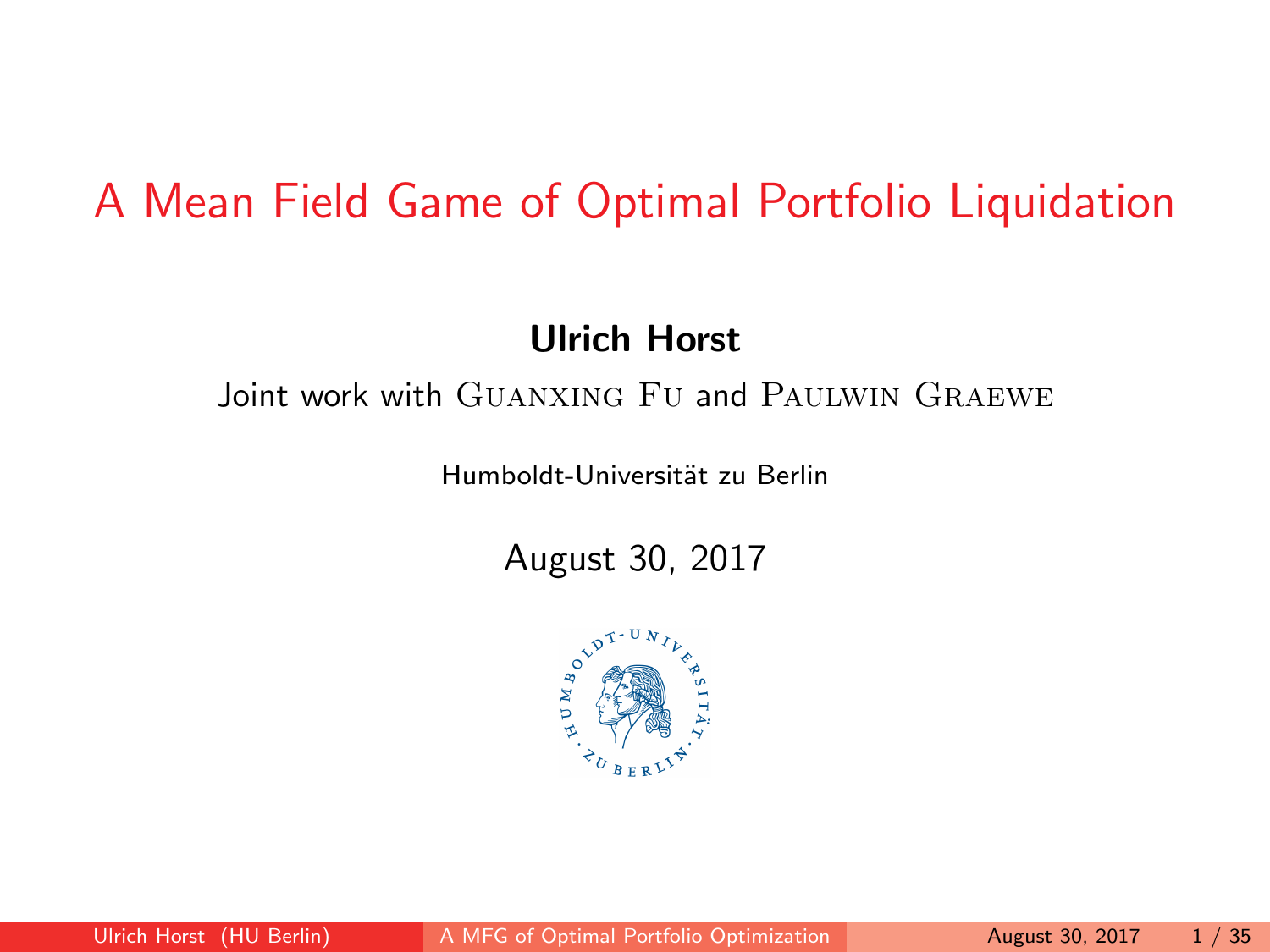# A Mean Field Game of Optimal Portfolio Liquidation

**Ulrich Horst**

Joint work with Guanxing Fu and Paulwin Graewe

Humboldt-Universität zu Berlin

August 30, 2017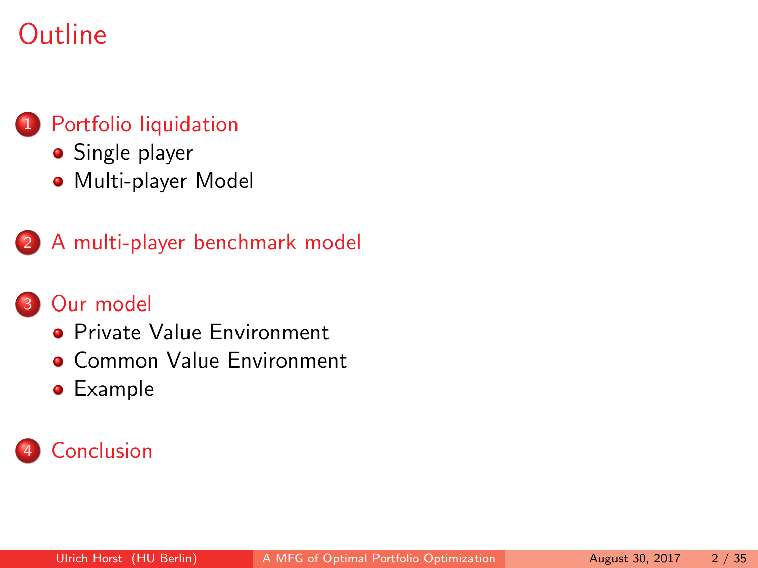# Outline

1. Portfolio liquidation
   - Single player
   - Multi-player Model
2. A multi-player benchmark model
3. Our model
   - Private Value Environment
   - Common Value Environment
   - Example
4. Conclusion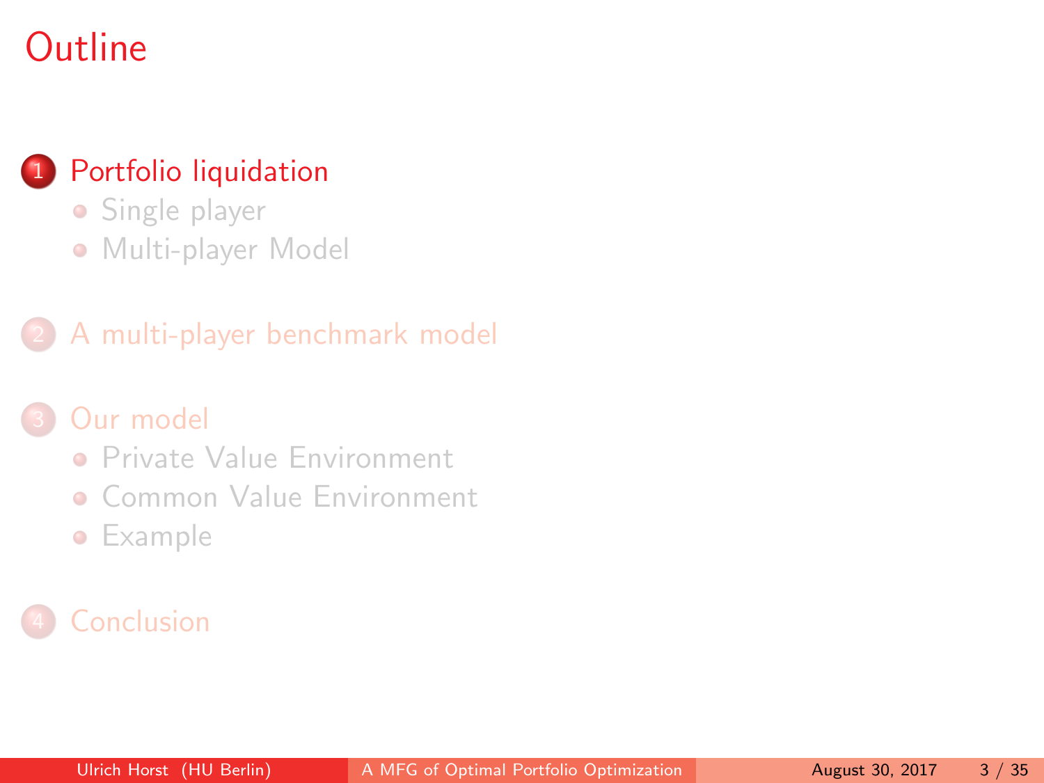# Outline

1. Portfolio liquidation
   - Single player
   - Multi-player Model
2. A multi-player benchmark model
3. Our model
   - Private Value Environment
   - Common Value Environment
   - Example
4. Conclusion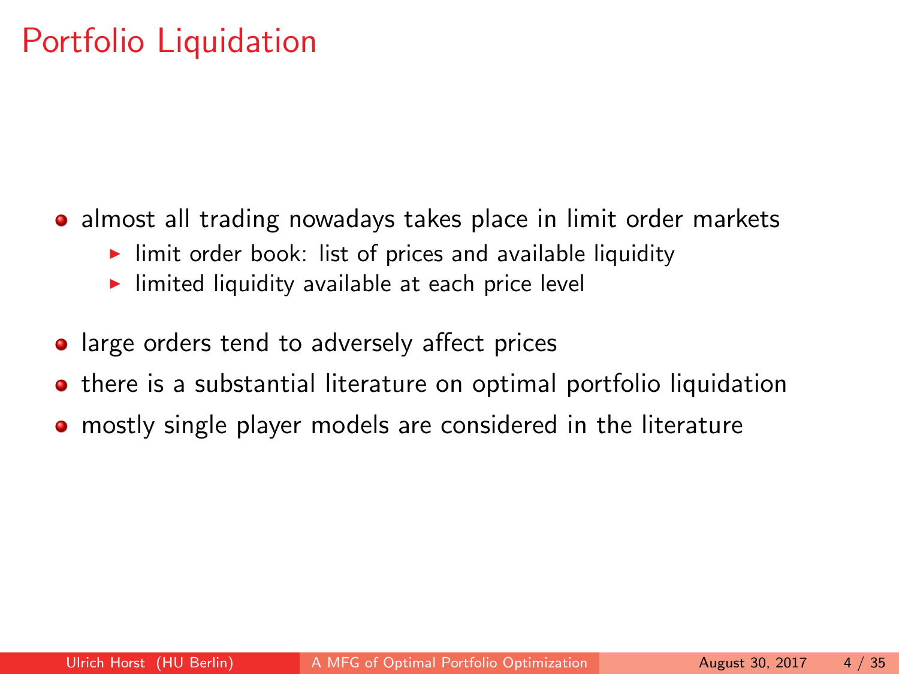# Portfolio Liquidation

- almost all trading nowadays takes place in limit order markets
  - limit order book: list of prices and available liquidity
  - limited liquidity available at each price level
- large orders tend to adversely affect prices
- there is a substantial literature on optimal portfolio liquidation
- mostly single player models are considered in the literature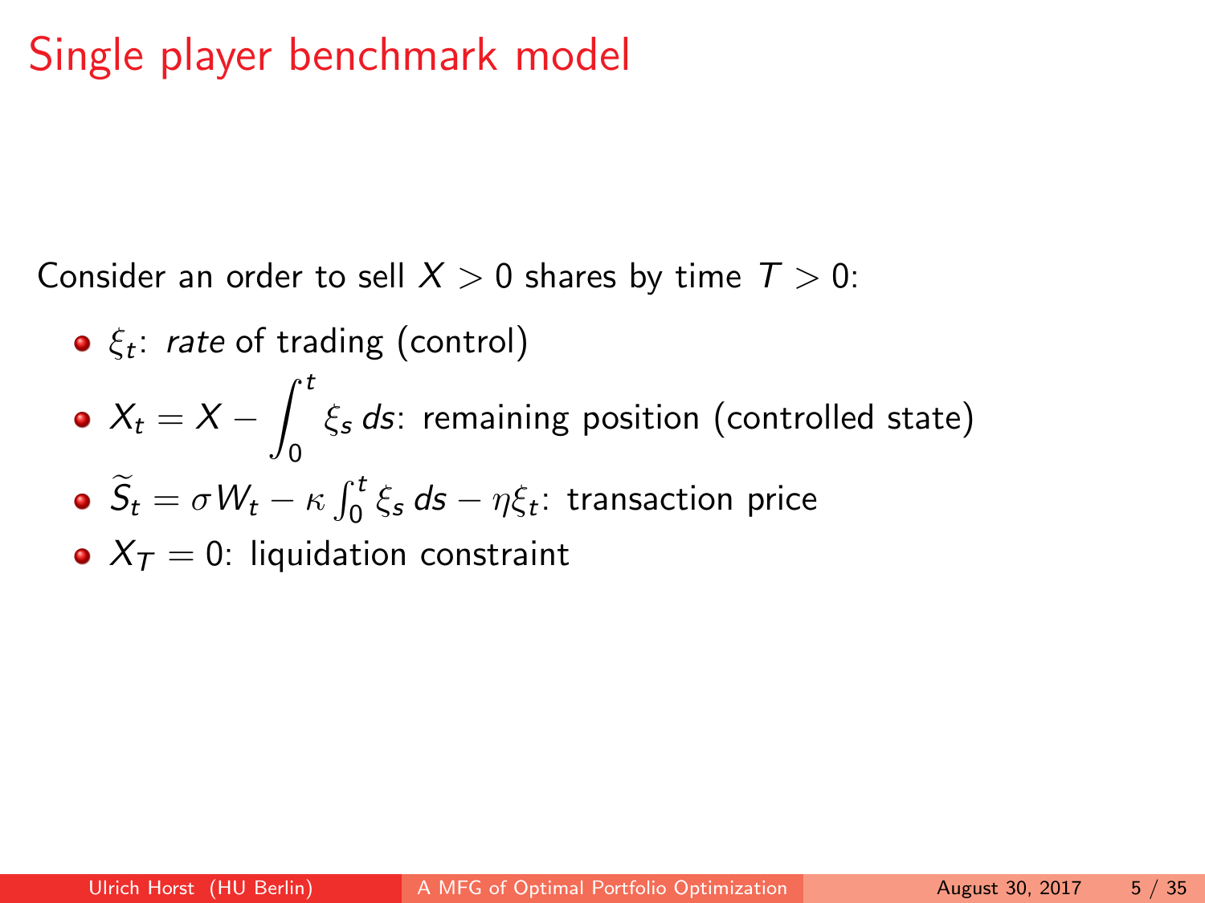# Single player benchmark model

Consider an order to sell $X > 0$ shares by time $T > 0$:

- $\xi_t$: *rate* of trading (control)
- $X_t = X - \displaystyle\int_0^t \xi_s \, ds$: remaining position (controlled state)
- $\widetilde{S}_t = \sigma W_t - \kappa \int_0^t \xi_s \, ds - \eta \xi_t$: transaction price
- $X_T = 0$: liquidation constraint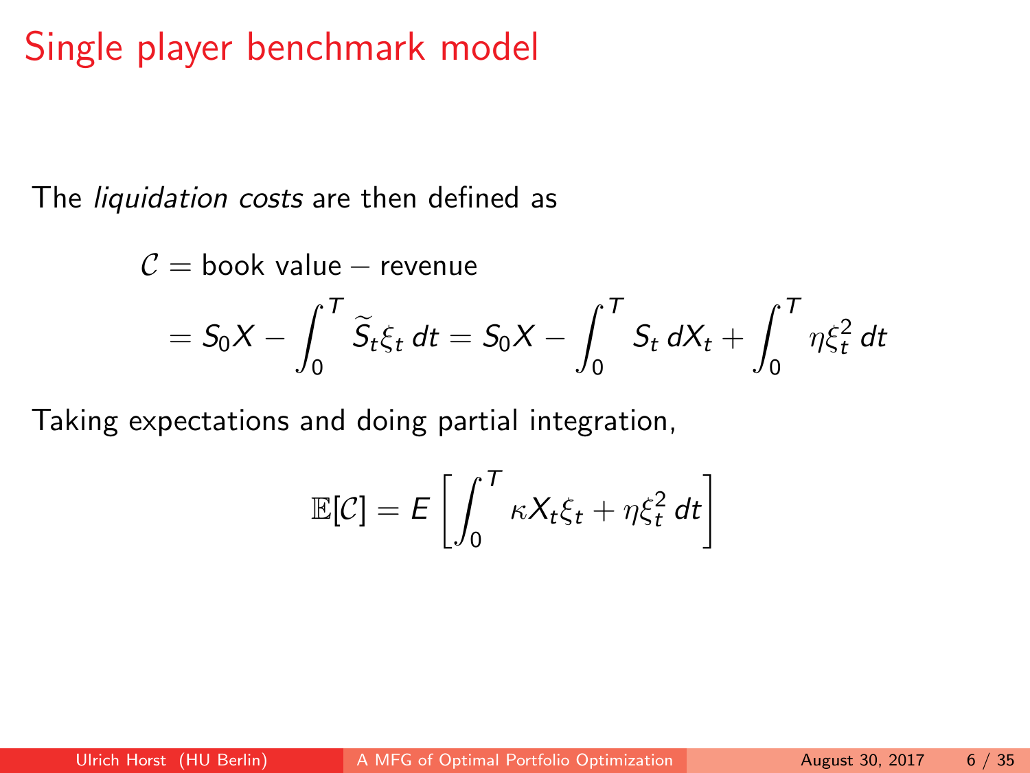# Single player benchmark model

The *liquidation costs* are then defined as

$$
\begin{aligned}
\mathcal{C} &= \text{book value} - \text{revenue} \\
&= S_0 X - \int_0^T \widetilde{S}_t \xi_t \, dt = S_0 X - \int_0^T S_t \, dX_t + \int_0^T \eta \xi_t^2 \, dt
\end{aligned}
$$

Taking expectations and doing partial integration,

$$
\mathbb{E}[\mathcal{C}] = E\left[\int_0^T \kappa X_t \xi_t + \eta \xi_t^2 \, dt\right]
$$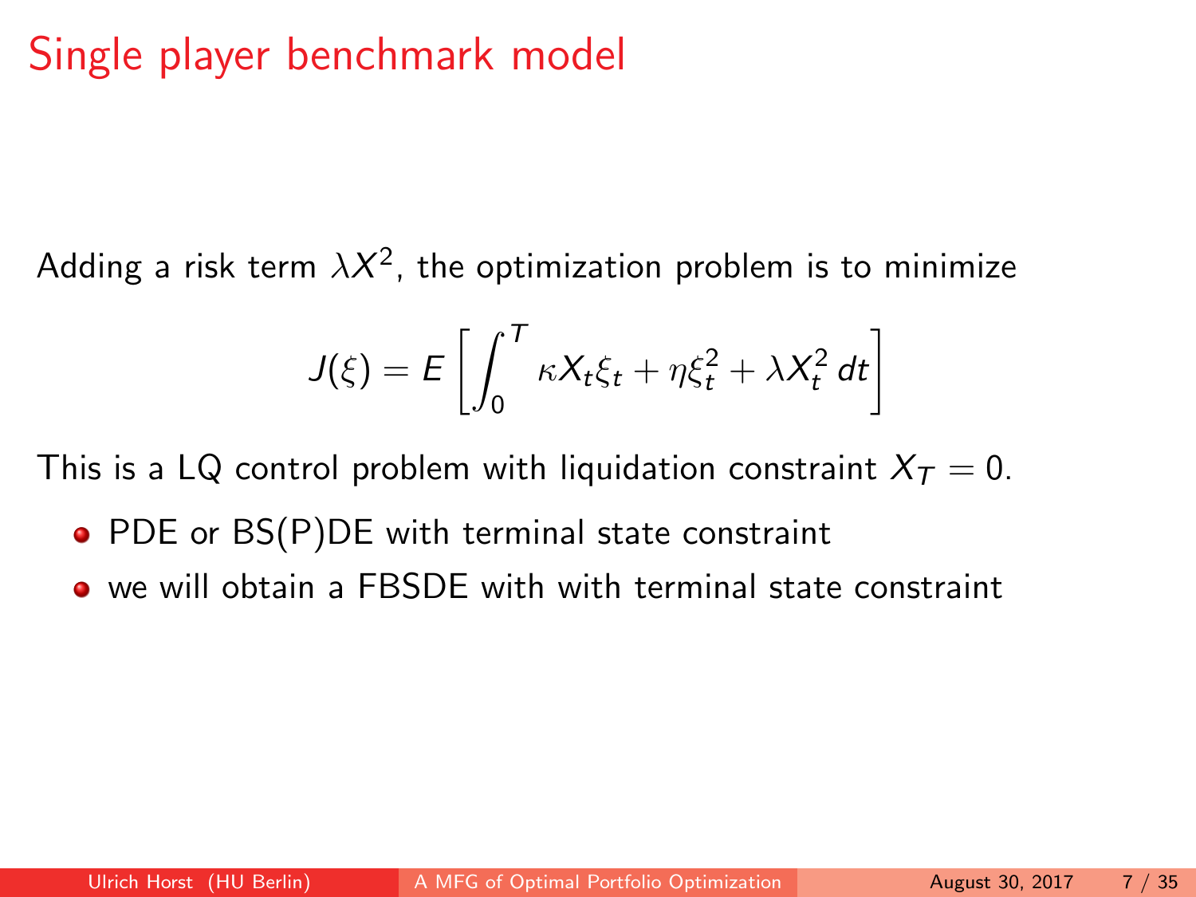# Single player benchmark model

Adding a risk term $\lambda X^2$, the optimization problem is to minimize

$$J(\xi) = E\left[\int_0^T \kappa X_t \xi_t + \eta \xi_t^2 + \lambda X_t^2 \, dt\right]$$

This is a LQ control problem with liquidation constraint $X_T = 0$.

- PDE or BS(P)DE with terminal state constraint
- we will obtain a FBSDE with with terminal state constraint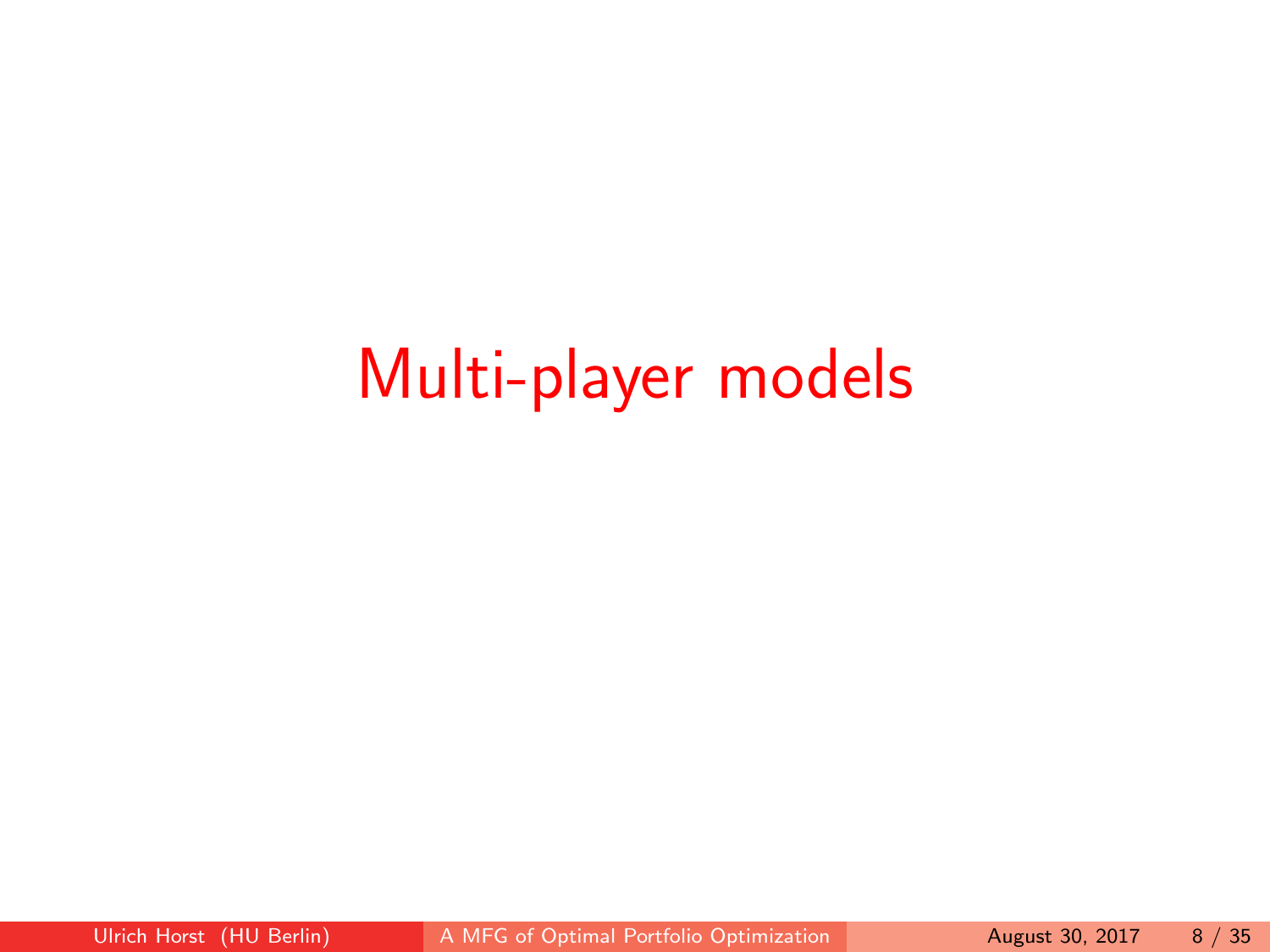# Multi-player models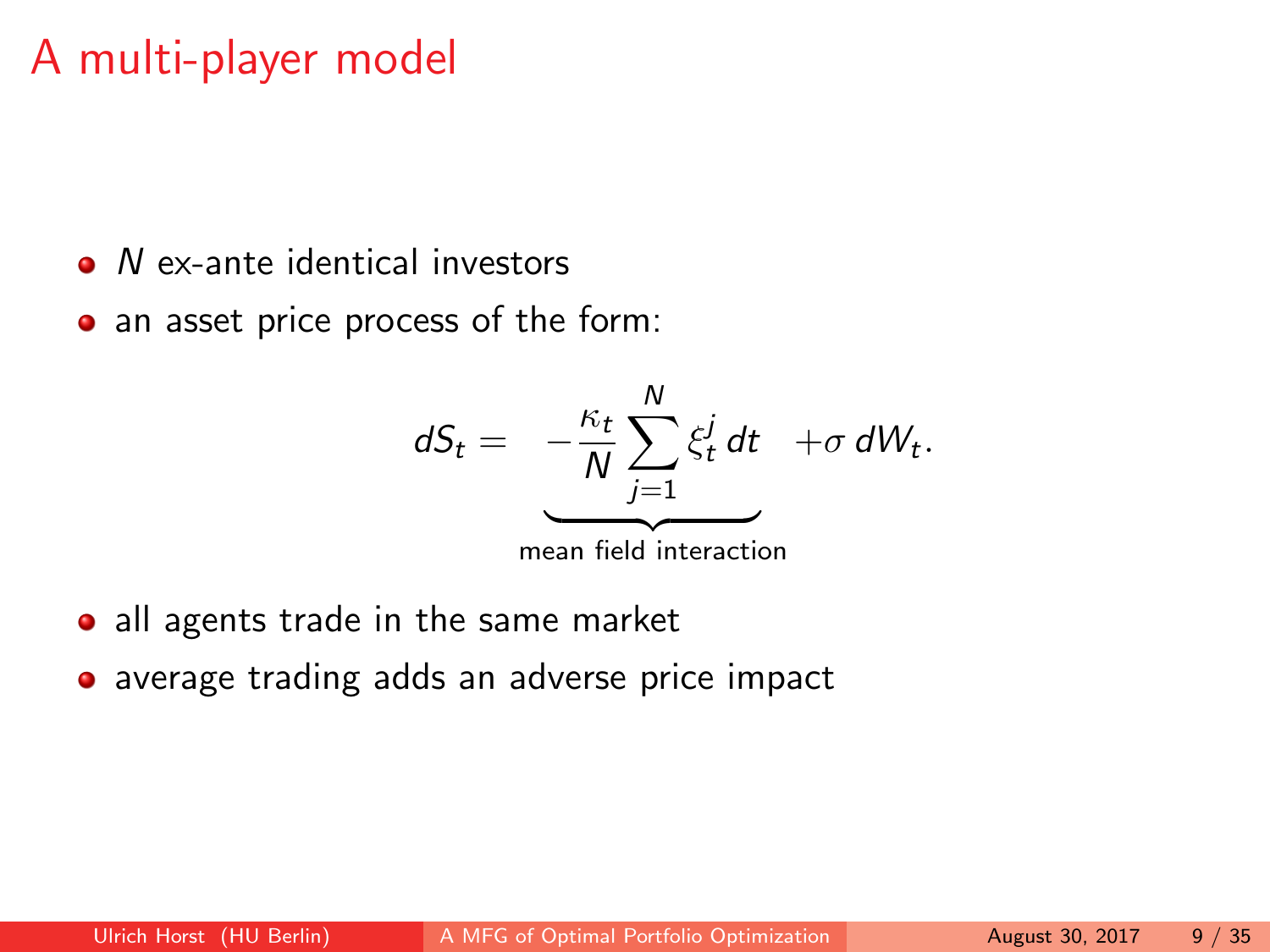# A multi-player model

- $N$ ex-ante identical investors
- an asset price process of the form:

$$dS_t = \underbrace{-\frac{\kappa_t}{N} \sum_{j=1}^{N} \xi_t^j \, dt}_{\text{mean field interaction}} + \sigma \, dW_t.$$

- all agents trade in the same market
- average trading adds an adverse price impact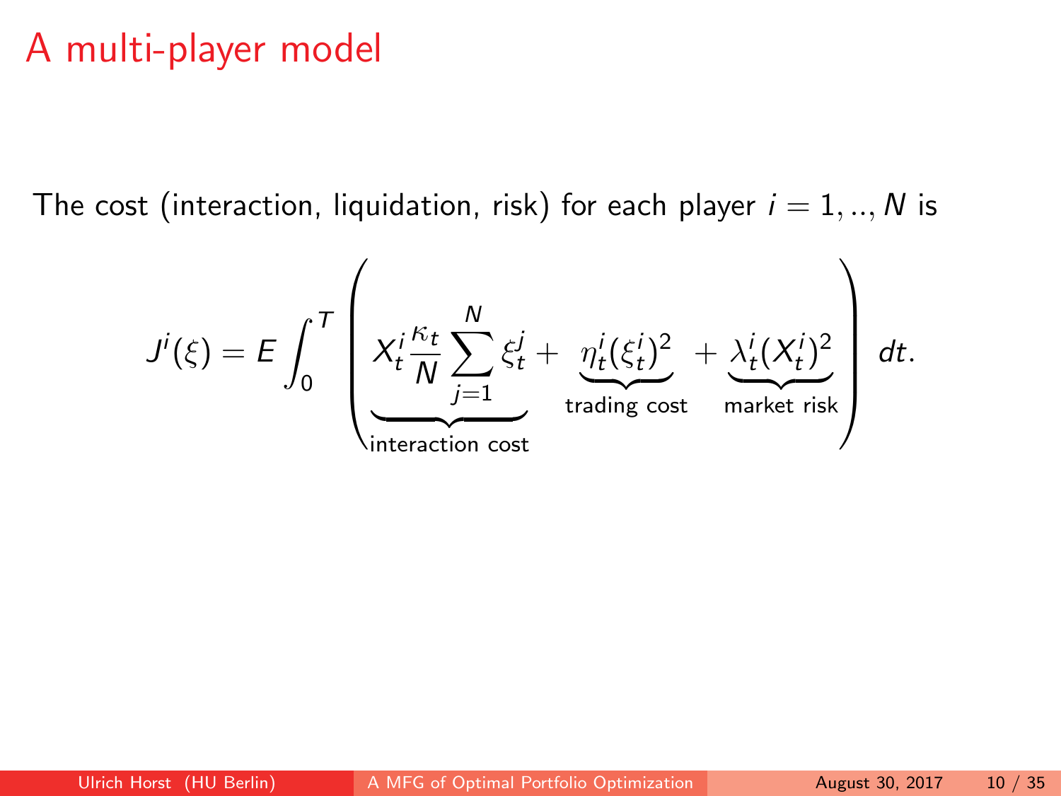# A multi-player model

The cost (interaction, liquidation, risk) for each player $i = 1, .., N$ is

$$J^i(\xi) = E \int_0^T \left( \underbrace{X_t^i \frac{\kappa_t}{N} \sum_{j=1}^N \xi_t^j}_{\text{interaction cost}} + \underbrace{\eta_t^i (\xi_t^i)^2}_{\text{trading cost}} + \underbrace{\lambda_t^i (X_t^i)^2}_{\text{market risk}} \right) dt.$$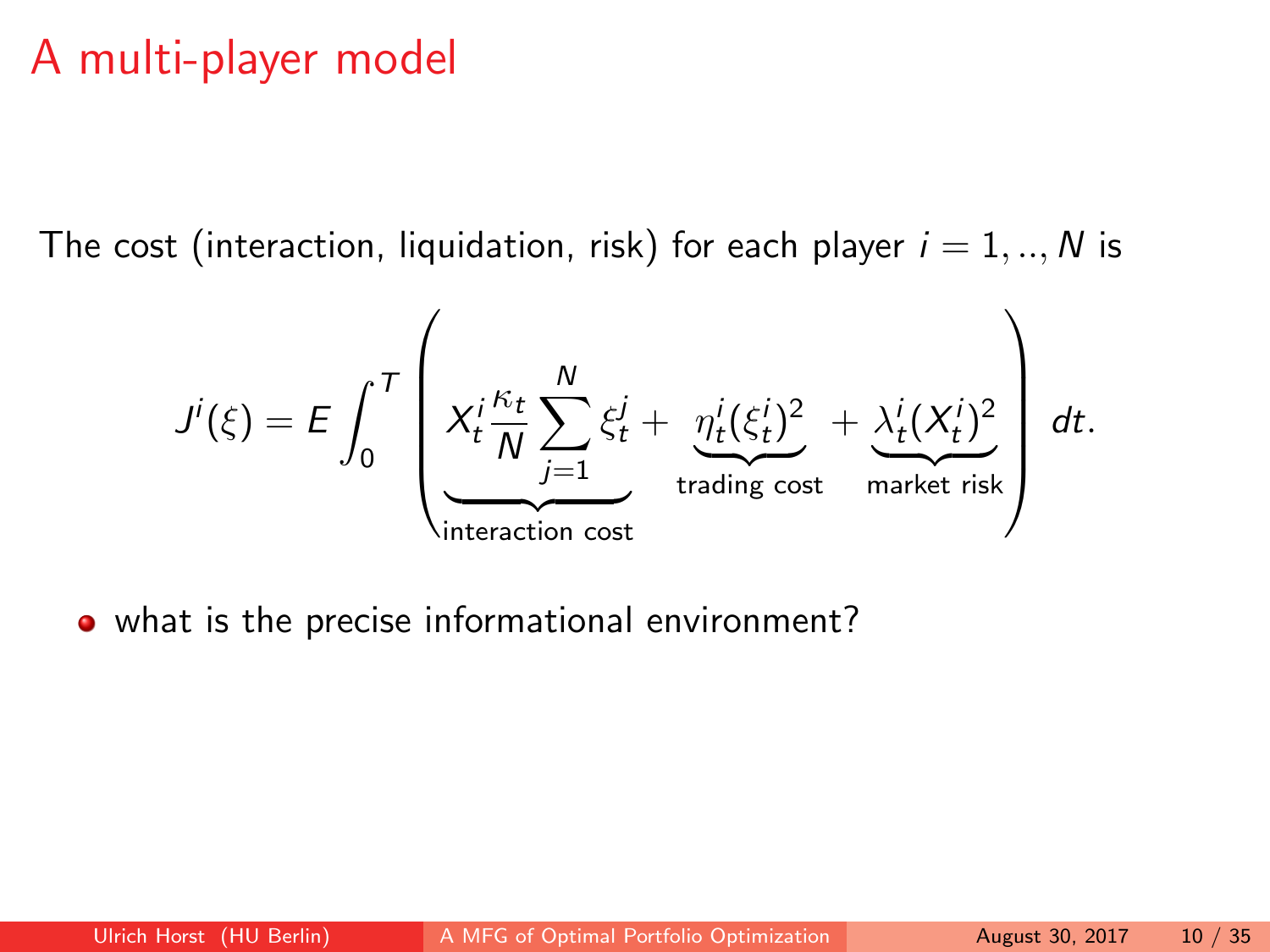# A multi-player model

The cost (interaction, liquidation, risk) for each player $i = 1, .., N$ is

$$J^i(\xi) = E \int_0^T \left( \underbrace{X_t^i \frac{\kappa_t}{N} \sum_{j=1}^{N} \xi_t^j}_{\text{interaction cost}} + \underbrace{\eta_t^i (\xi_t^i)^2}_{\text{trading cost}} + \underbrace{\lambda_t^i (X_t^i)^2}_{\text{market risk}} \right) dt.$$

- what is the precise informational environment?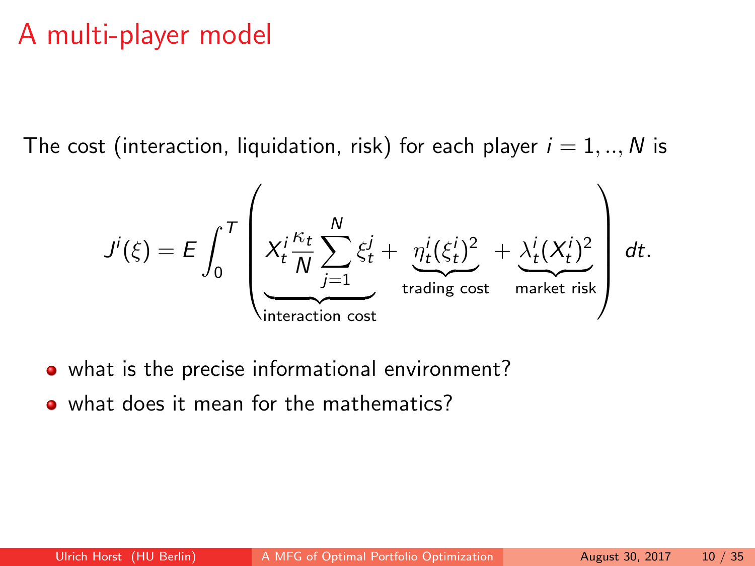# A multi-player model

The cost (interaction, liquidation, risk) for each player $i = 1, .., N$ is

$$J^i(\xi) = E \int_0^T \left( \underbrace{X_t^i \frac{\kappa_t}{N} \sum_{j=1}^N \xi_t^j}_{\text{interaction cost}} + \underbrace{\eta_t^i (\xi_t^i)^2}_{\text{trading cost}} + \underbrace{\lambda_t^i (X_t^i)^2}_{\text{market risk}} \right) dt.$$

- what is the precise informational environment?
- what does it mean for the mathematics?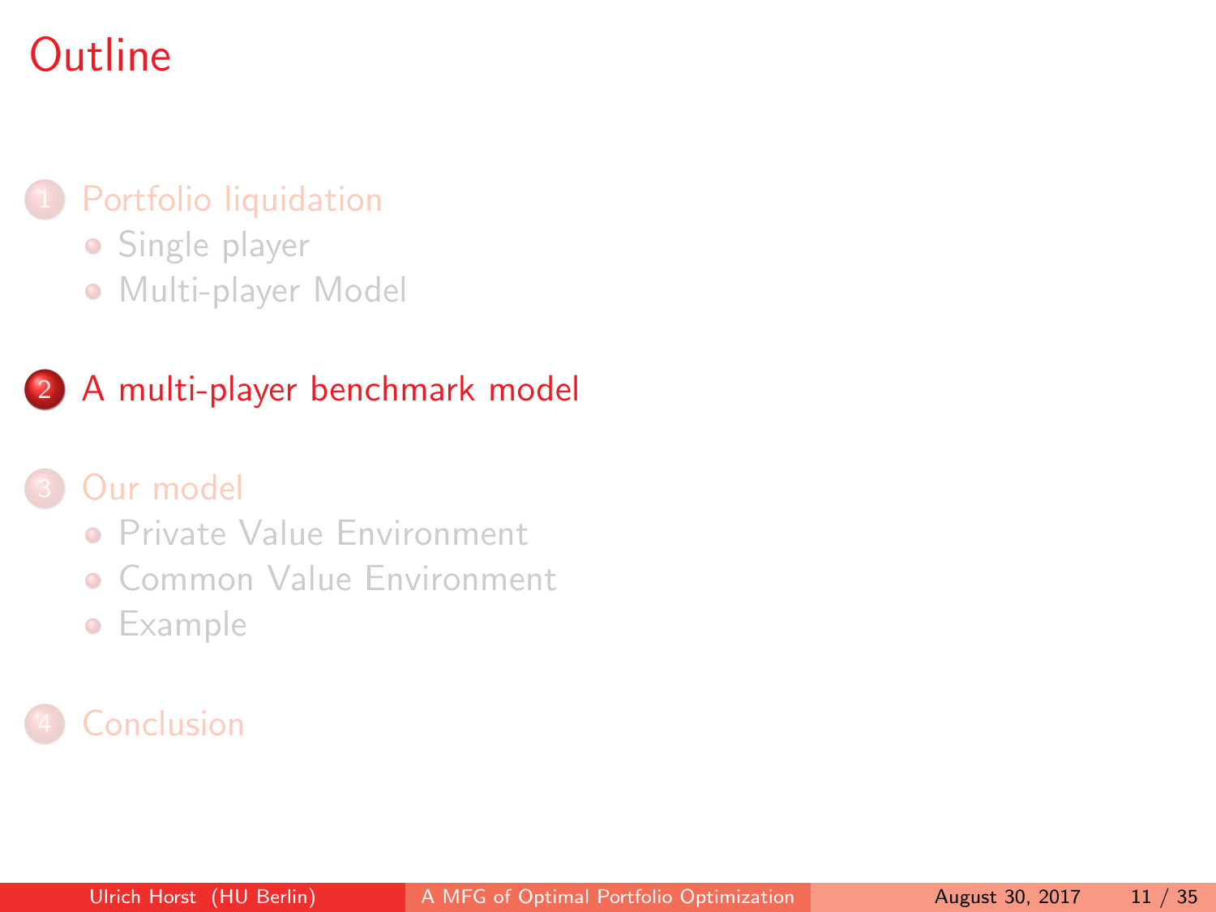# Outline

1. Portfolio liquidation
   - Single player
   - Multi-player Model

2. **A multi-player benchmark model**

3. Our model
   - Private Value Environment
   - Common Value Environment
   - Example

4. Conclusion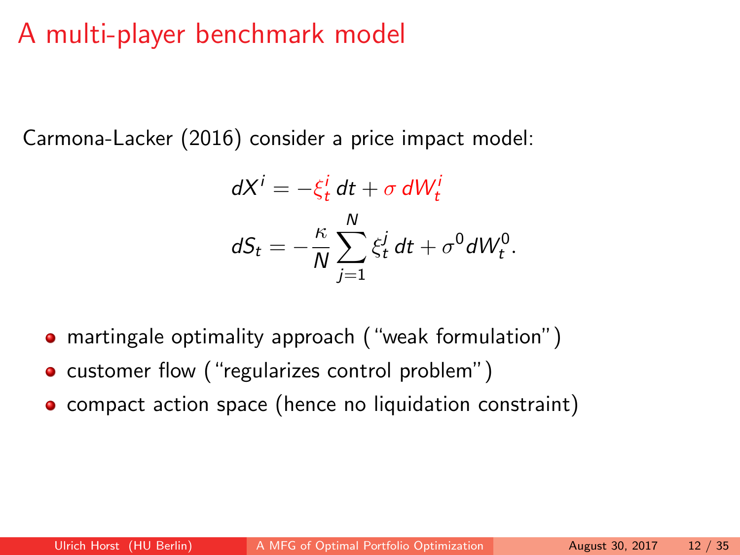# A multi-player benchmark model

Carmona-Lacker (2016) consider a price impact model:

$$
\begin{aligned}
dX^i &= -\xi_t^i \, dt + \sigma \, dW_t^i \\
dS_t &= -\frac{\kappa}{N} \sum_{j=1}^{N} \xi_t^j \, dt + \sigma^0 dW_t^0.
\end{aligned}
$$

- martingale optimality approach ("weak formulation")
- customer flow ("regularizes control problem")
- compact action space (hence no liquidation constraint)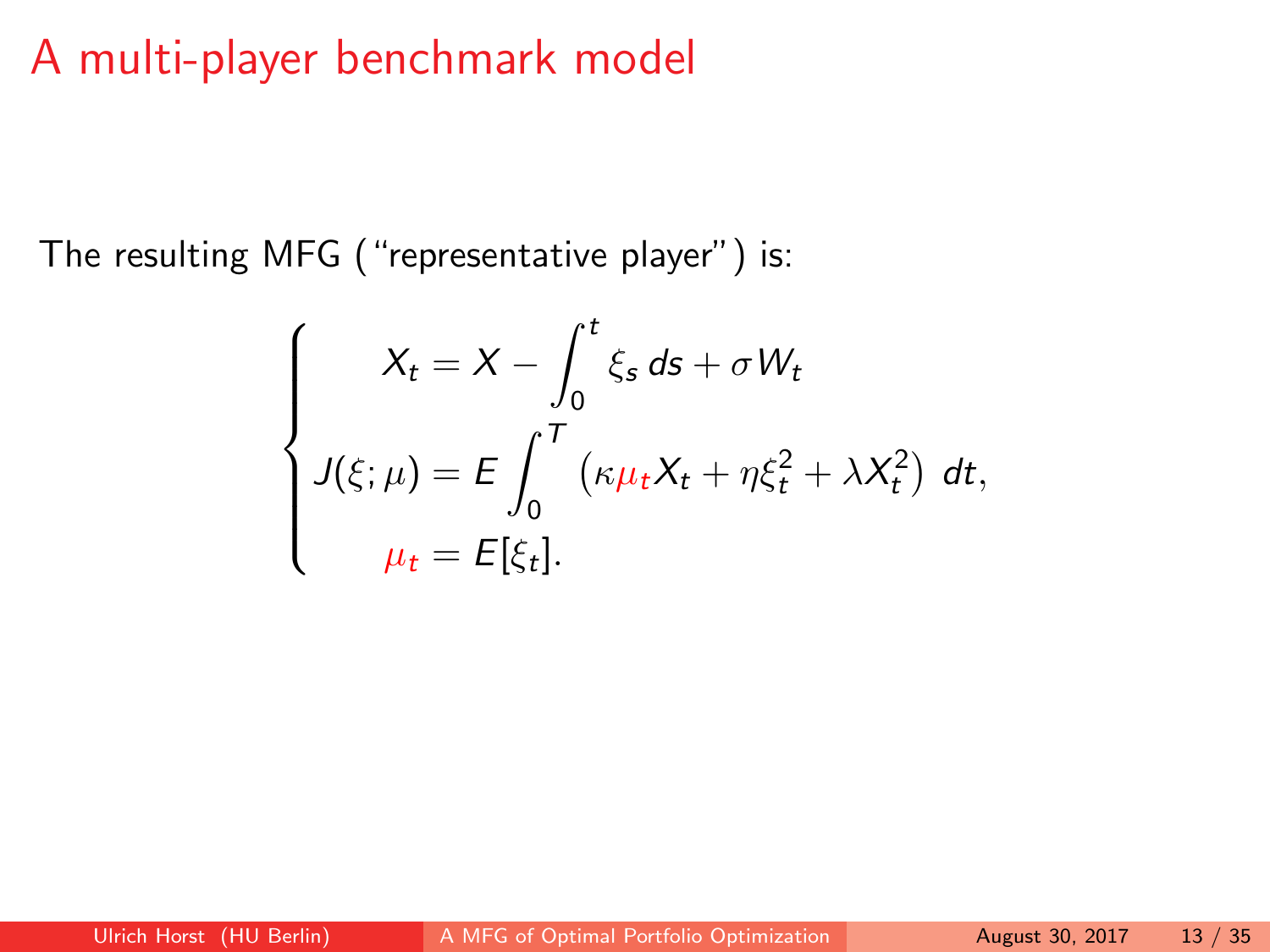# A multi-player benchmark model

The resulting MFG ("representative player") is:

$$
\begin{cases}
X_t = X - \int_0^t \xi_s \, ds + \sigma W_t \\
J(\xi; \mu) = E \int_0^T \left( \kappa \mu_t X_t + \eta \xi_t^2 + \lambda X_t^2 \right) \, dt, \\
\mu_t = E[\xi_t].
\end{cases}
$$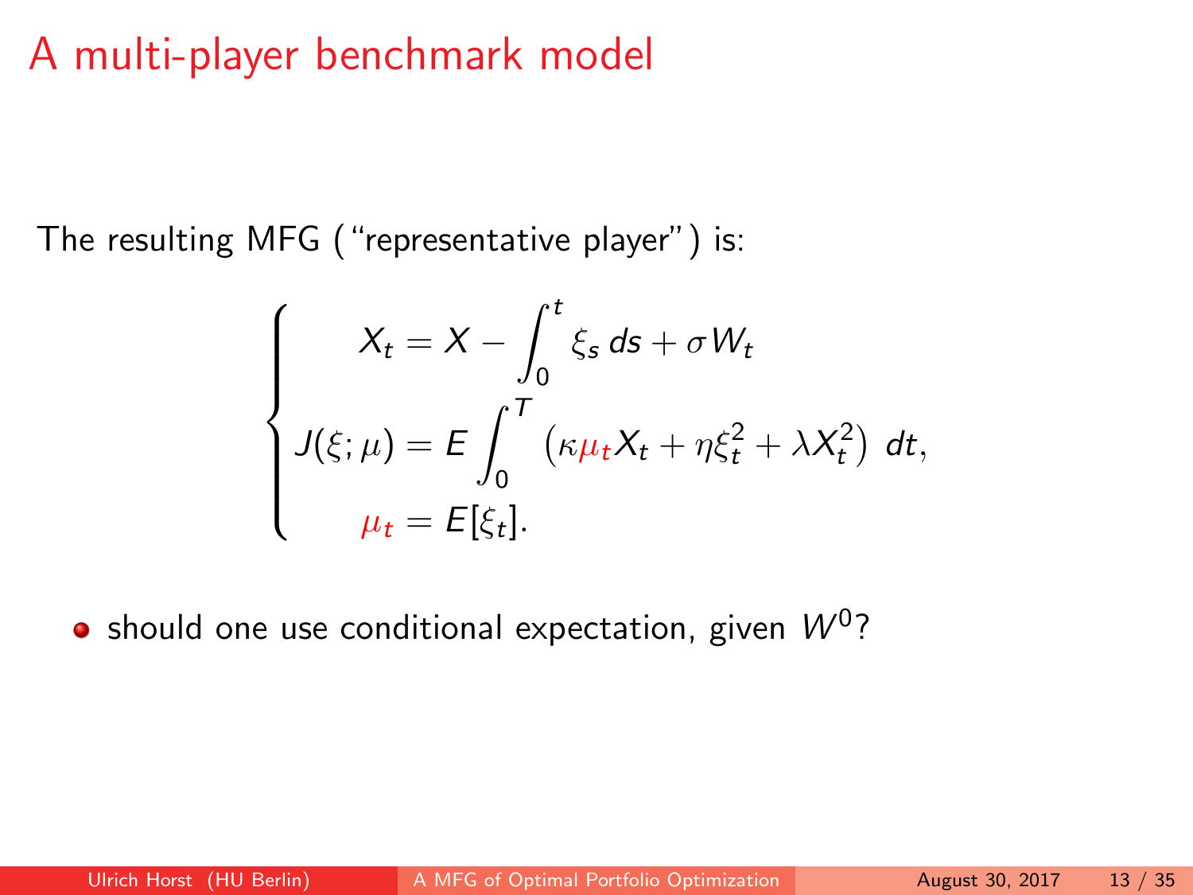# A multi-player benchmark model

The resulting MFG ("representative player") is:

$$
\begin{cases}
X_t = X - \int_0^t \xi_s \, ds + \sigma W_t \\
J(\xi; \mu) = E \int_0^T \left( \kappa \mu_t X_t + \eta \xi_t^2 + \lambda X_t^2 \right) \, dt, \\
\mu_t = E[\xi_t].
\end{cases}
$$

- should one use conditional expectation, given $W^0$?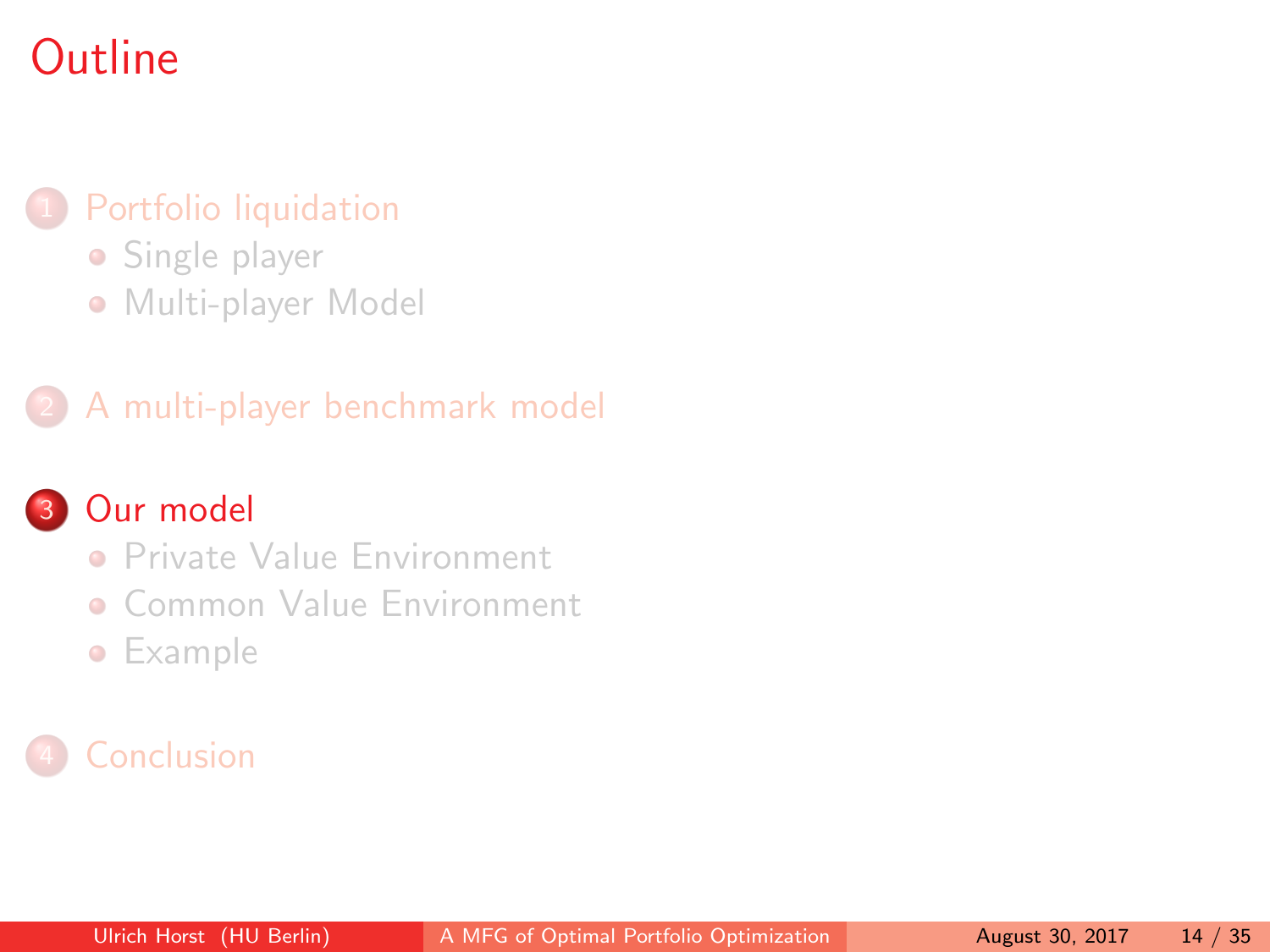# Outline

1. Portfolio liquidation
   - Single player
   - Multi-player Model
2. A multi-player benchmark model
3. Our model
   - Private Value Environment
   - Common Value Environment
   - Example
4. Conclusion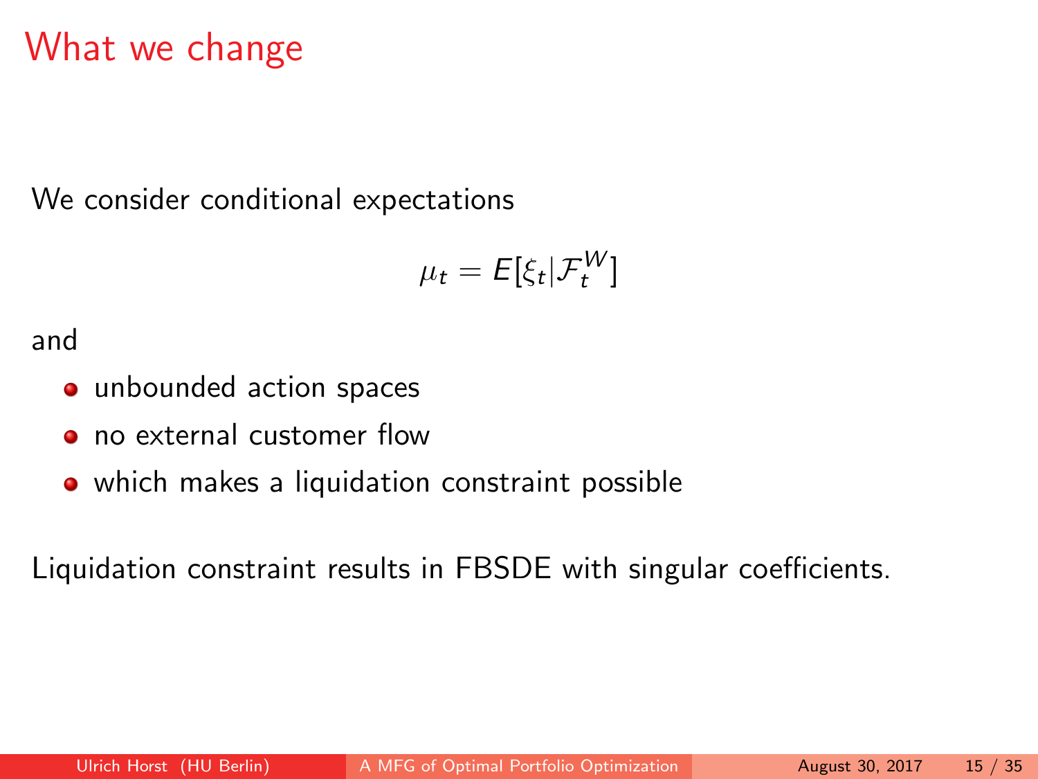# What we change

We consider conditional expectations

$$\mu_t = E[\xi_t | \mathcal{F}_t^W]$$

and

- unbounded action spaces
- no external customer flow
- which makes a liquidation constraint possible

Liquidation constraint results in FBSDE with singular coefficients.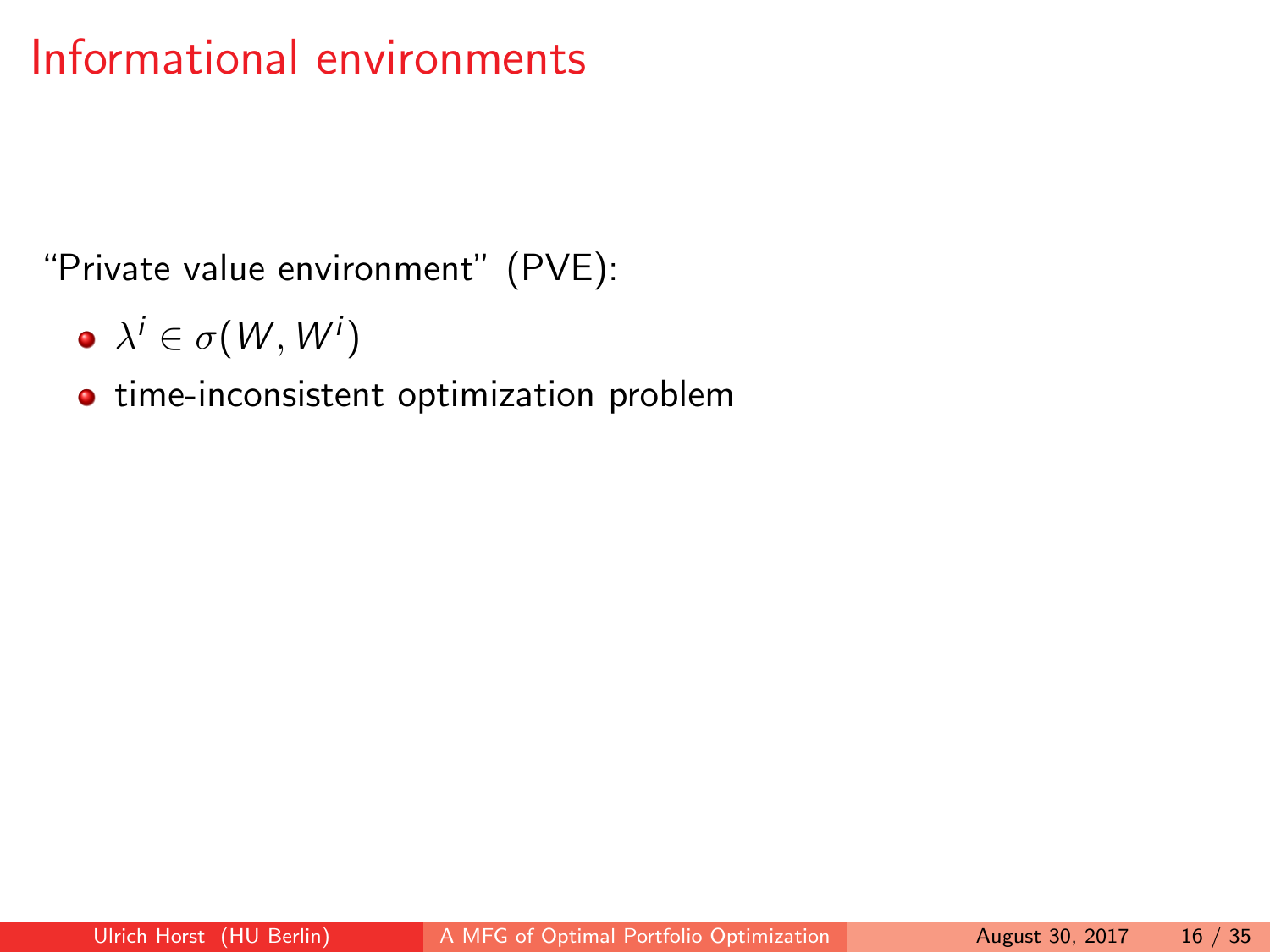# Informational environments

"Private value environment" (PVE):

- $\lambda^i \in \sigma(W, W^i)$
- time-inconsistent optimization problem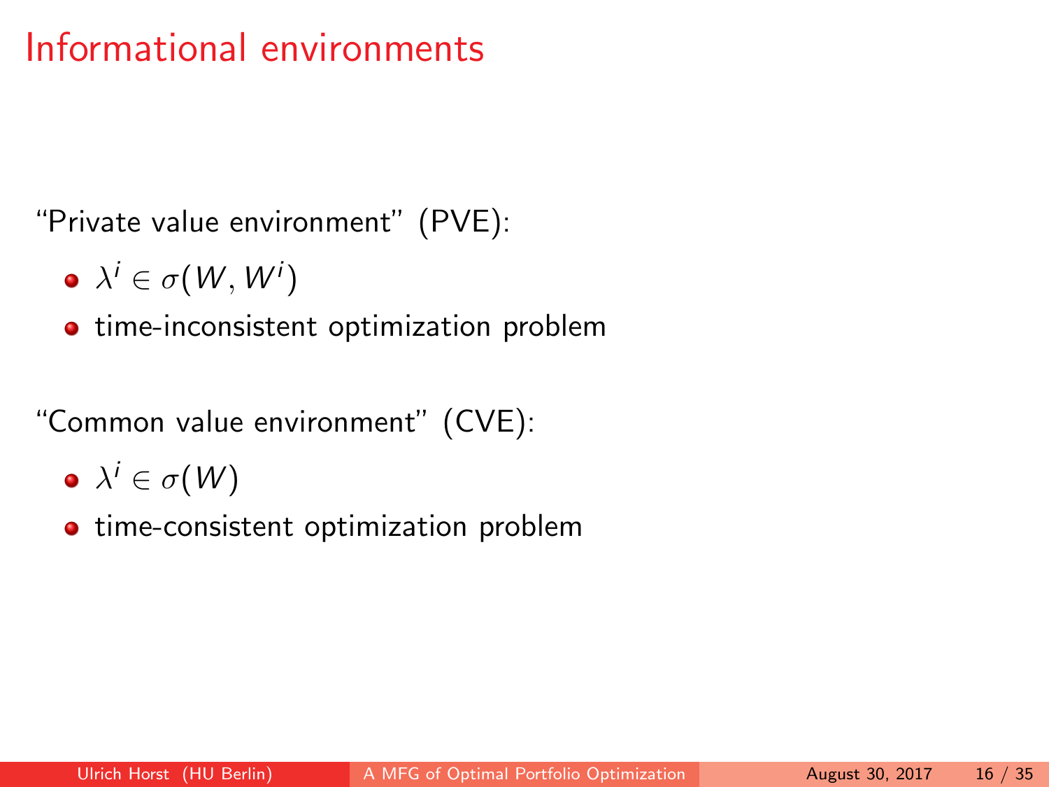# Informational environments

"Private value environment" (PVE):

- $\lambda^i \in \sigma(W, W^i)$
- time-inconsistent optimization problem

"Common value environment" (CVE):

- $\lambda^i \in \sigma(W)$
- time-consistent optimization problem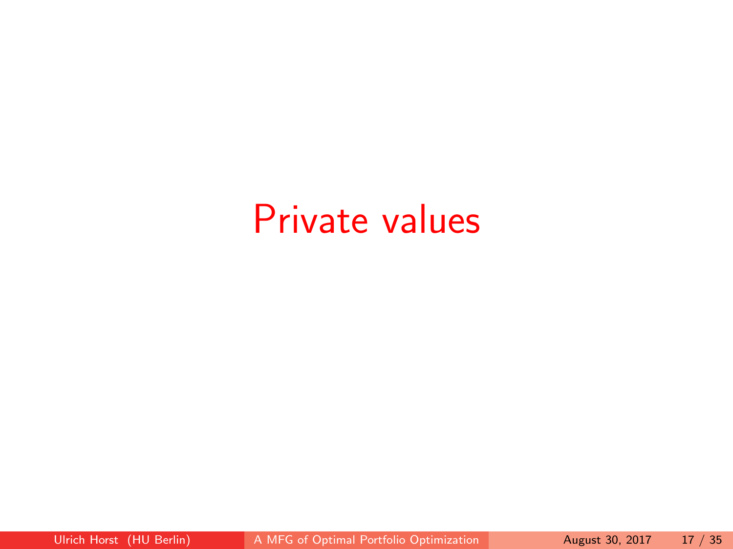# Private values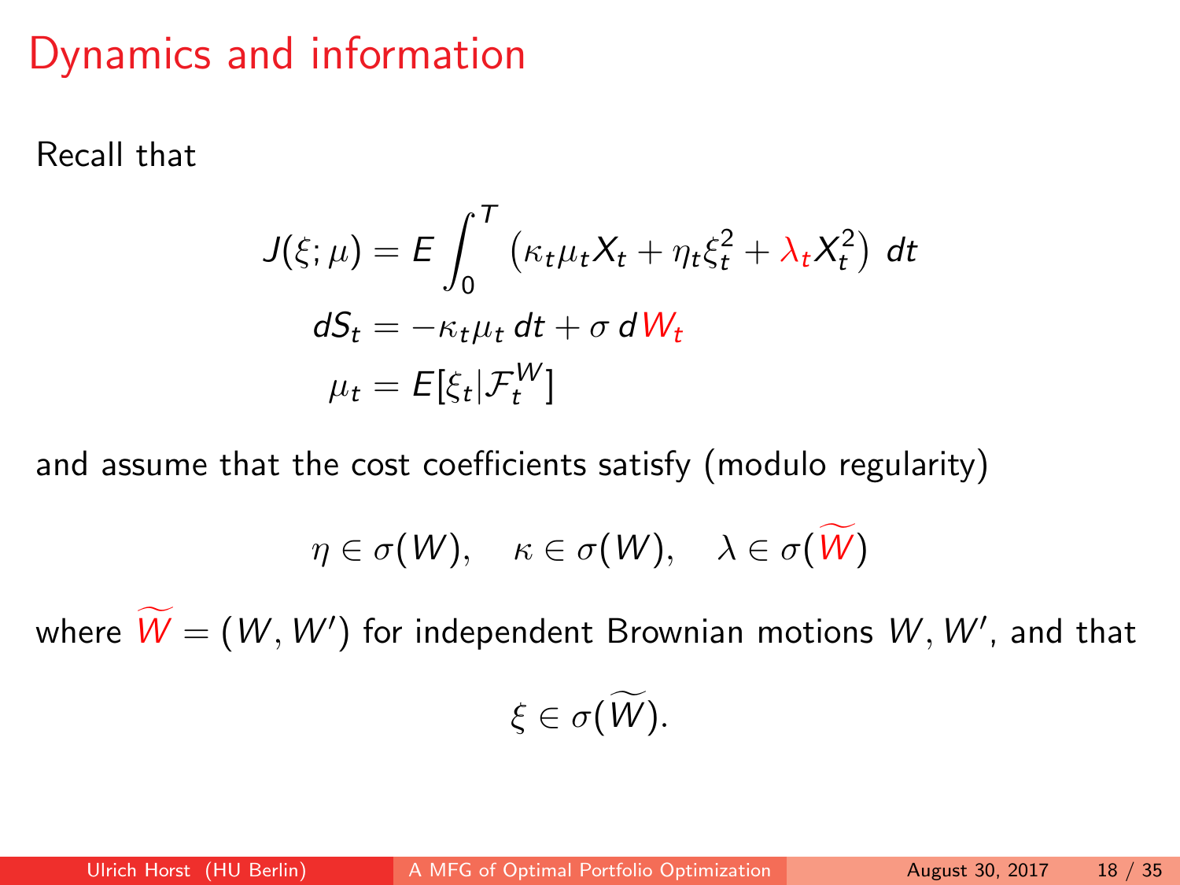# Dynamics and information

Recall that

$$
\begin{aligned}
J(\xi;\mu) &= E \int_0^T \left( \kappa_t \mu_t X_t + \eta_t \xi_t^2 + \lambda_t X_t^2 \right) \, dt \\
dS_t &= -\kappa_t \mu_t \, dt + \sigma \, dW_t \\
\mu_t &= E[\xi_t | \mathcal{F}_t^W]
\end{aligned}
$$

and assume that the cost coefficients satisfy (modulo regularity)

$$
\eta \in \sigma(W), \quad \kappa \in \sigma(W), \quad \lambda \in \sigma(\widetilde{W})
$$

where $\widetilde{W} = (W, W')$ for independent Brownian motions $W, W'$, and that

$$
\xi \in \sigma(\widetilde{W}).
$$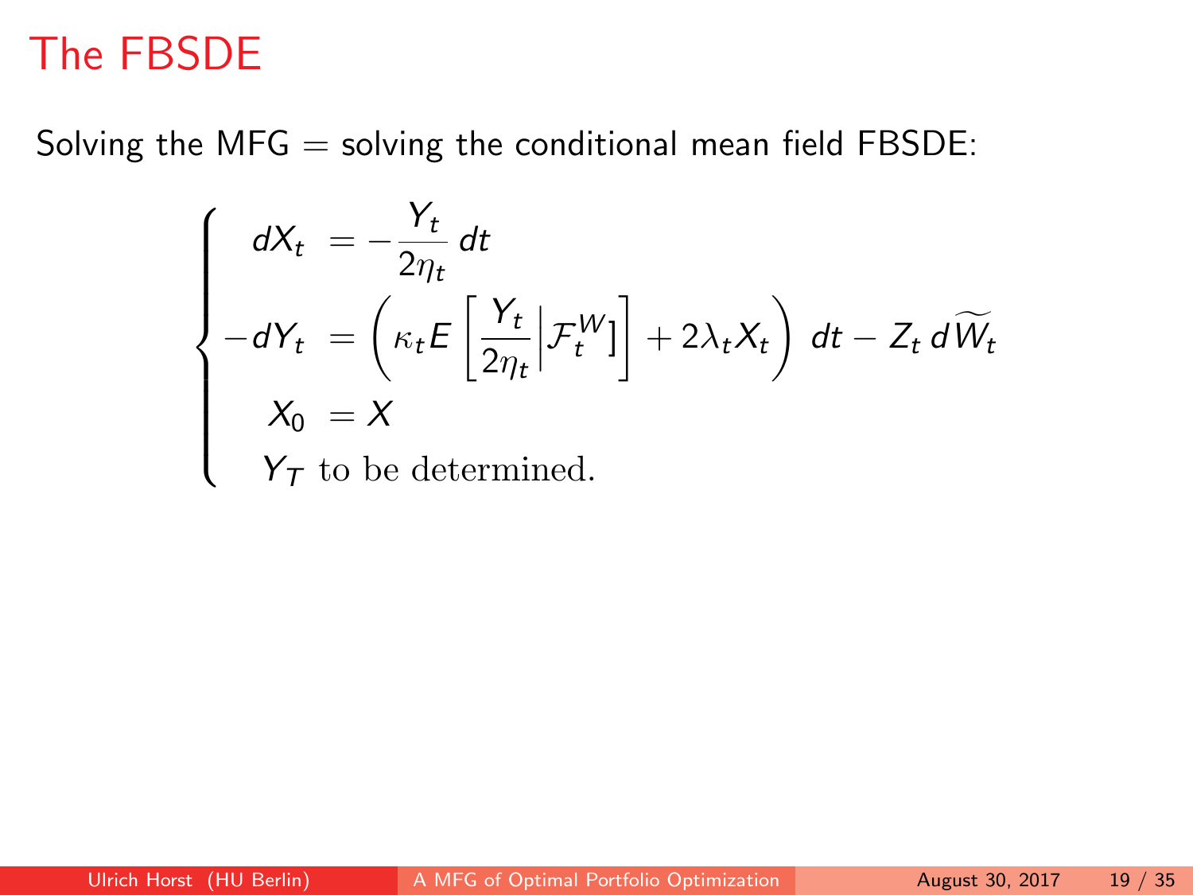# The FBSDE

Solving the MFG = solving the conditional mean field FBSDE:

$$
\begin{cases}
dX_t &= -\dfrac{Y_t}{2\eta_t}\, dt \\
-dY_t &= \left( \kappa_t E\left[ \dfrac{Y_t}{2\eta_t} \Big| \mathcal{F}_t^W \right] + 2\lambda_t X_t \right) dt - Z_t \, d\widetilde{W}_t \\
X_0 &= X \\
Y_T & \text{to be determined.}
\end{cases}
$$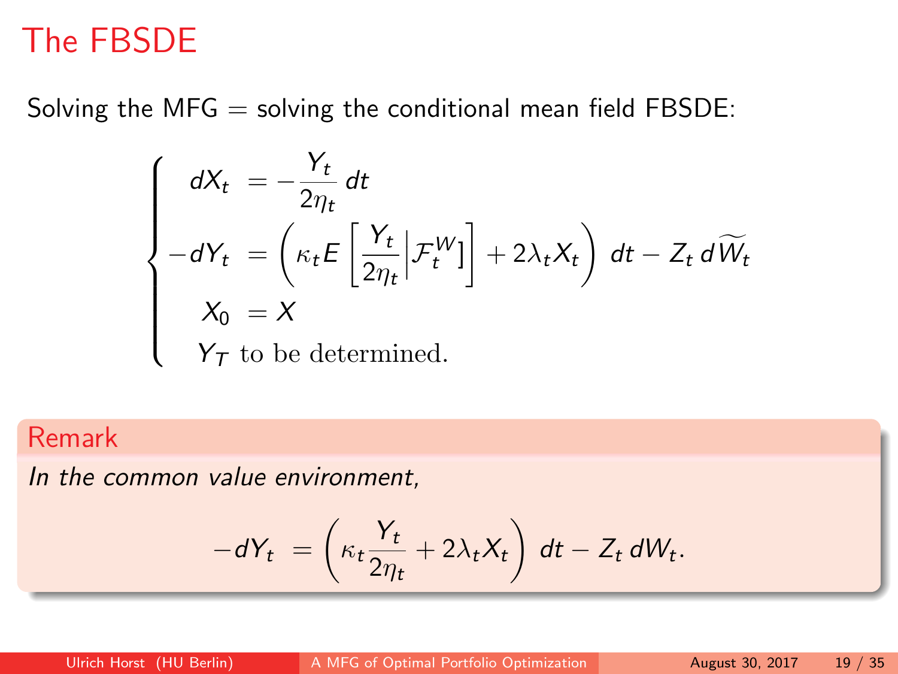# The FBSDE

Solving the MFG = solving the conditional mean field FBSDE:

$$
\begin{cases}
dX_t &= -\dfrac{Y_t}{2\eta_t}\, dt \\
-dY_t &= \left( \kappa_t E\left[ \dfrac{Y_t}{2\eta_t} \Big| \mathcal{F}_t^W \right] + 2\lambda_t X_t \right) dt - Z_t\, d\widetilde{W}_t \\
X_0 &= X \\
Y_T & \text{to be determined.}
\end{cases}
$$

**Remark**

*In the common value environment,*

$$
-dY_t = \left( \kappa_t \frac{Y_t}{2\eta_t} + 2\lambda_t X_t \right) dt - Z_t\, dW_t.
$$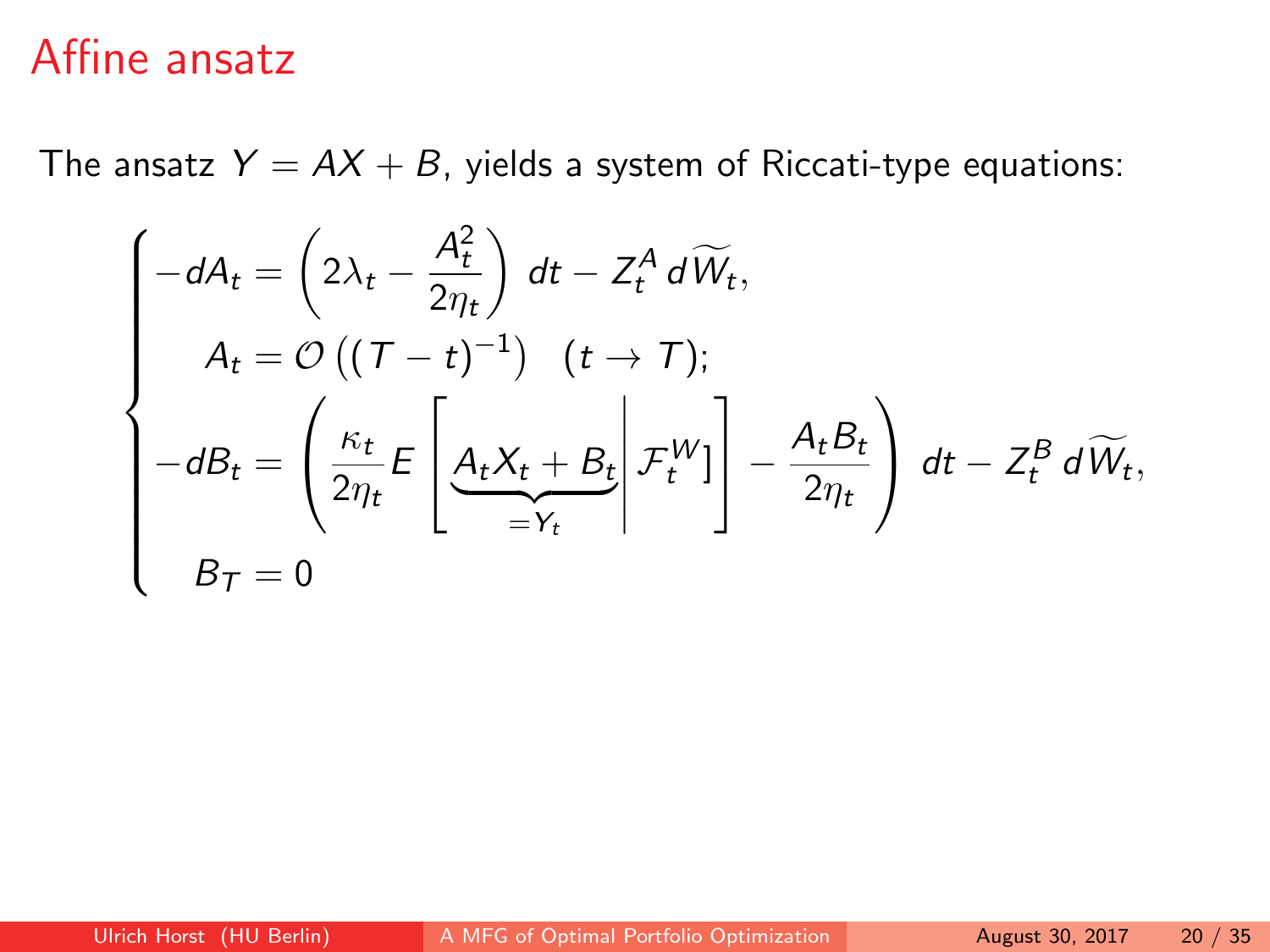# Affine ansatz

The ansatz $Y = AX + B$, yields a system of Riccati-type equations:

$$
\begin{cases}
-dA_t = \left(2\lambda_t - \dfrac{A_t^2}{2\eta_t}\right)\, dt - Z_t^A \, d\widetilde{W}_t, \\
\quad A_t = \mathcal{O}\left((T-t)^{-1}\right) \quad (t \to T); \\
-dB_t = \left(\dfrac{\kappa_t}{2\eta_t} E\left[\underbrace{A_t X_t + B_t}_{=Y_t} \middle| \mathcal{F}_t^W\right] - \dfrac{A_t B_t}{2\eta_t}\right)\, dt - Z_t^B \, d\widetilde{W}_t, \\
\quad B_T = 0
\end{cases}
$$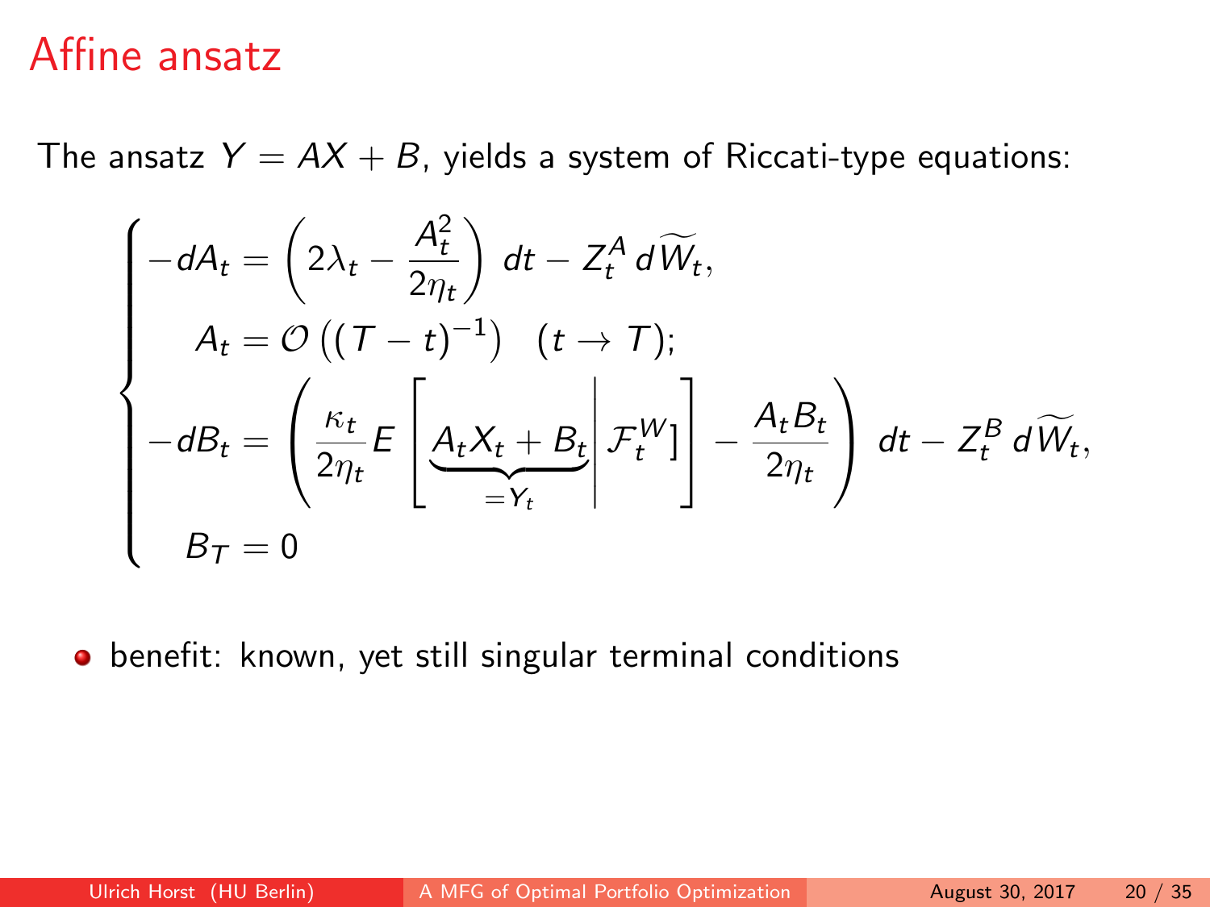# Affine ansatz

The ansatz $Y = AX + B$, yields a system of Riccati-type equations:

$$
\begin{cases}
-dA_t = \left(2\lambda_t - \dfrac{A_t^2}{2\eta_t}\right) dt - Z_t^A \, d\widetilde{W}_t, \\
\quad A_t = \mathcal{O}\left((T-t)^{-1}\right) \quad (t \to T); \\
-dB_t = \left(\dfrac{\kappa_t}{2\eta_t} E\left[ \underbrace{A_t X_t + B_t}_{=Y_t} \middle| \mathcal{F}_t^W \right] - \dfrac{A_t B_t}{2\eta_t}\right) dt - Z_t^B \, d\widetilde{W}_t, \\
\quad B_T = 0
\end{cases}
$$

- benefit: known, yet still singular terminal conditions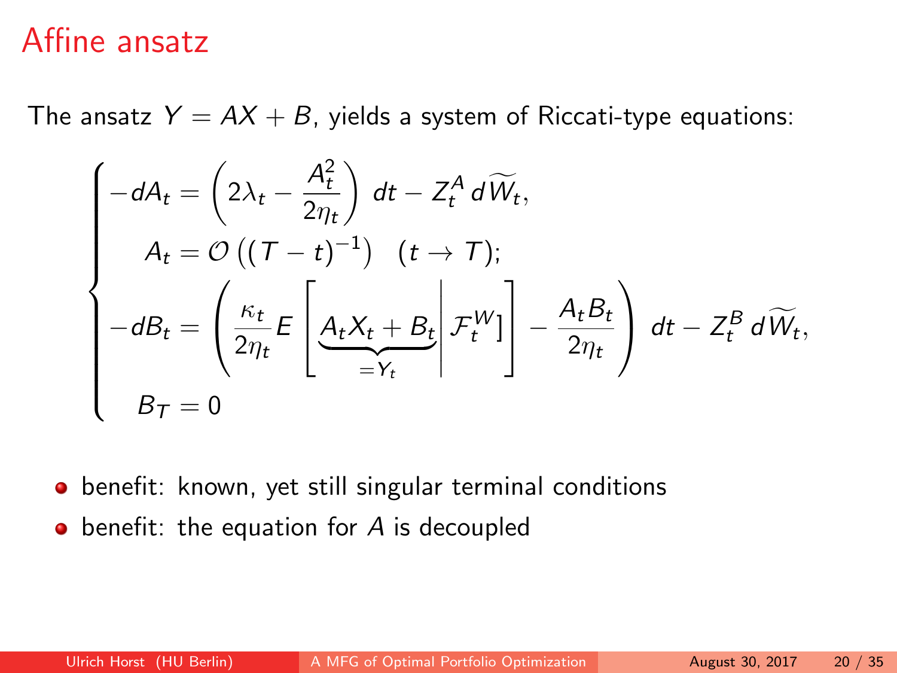# Affine ansatz

The ansatz $Y = AX + B$, yields a system of Riccati-type equations:

$$
\begin{cases}
-dA_t = \left(2\lambda_t - \dfrac{A_t^2}{2\eta_t}\right)\, dt - Z_t^A \, d\widetilde{W}_t, \\
\quad A_t = \mathcal{O}\left((T-t)^{-1}\right) \quad (t \to T); \\
-dB_t = \left(\dfrac{\kappa_t}{2\eta_t} E\left[\underbrace{A_t X_t + B_t}_{=Y_t} \middle| \mathcal{F}_t^W\right] - \dfrac{A_t B_t}{2\eta_t}\right)\, dt - Z_t^B \, d\widetilde{W}_t, \\
\quad B_T = 0
\end{cases}
$$

- benefit: known, yet still singular terminal conditions
- benefit: the equation for $A$ is decoupled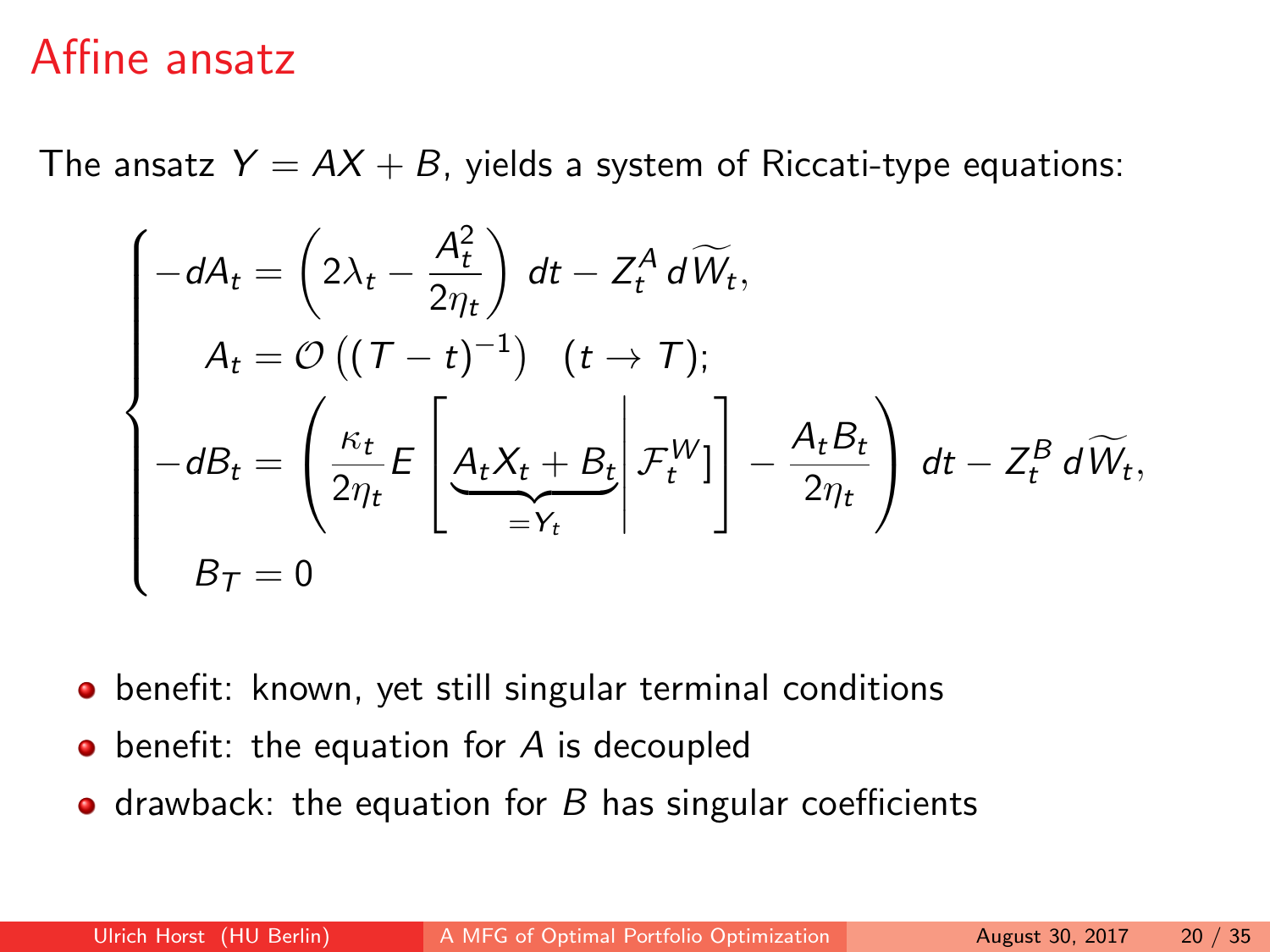# Affine ansatz

The ansatz $Y = AX + B$, yields a system of Riccati-type equations:

$$
\begin{cases}
-dA_t = \left(2\lambda_t - \dfrac{A_t^2}{2\eta_t}\right) dt - Z_t^A \, d\widetilde{W}_t, \\
\quad A_t = \mathcal{O}\left((T-t)^{-1}\right) \quad (t \to T); \\
-dB_t = \left(\dfrac{\kappa_t}{2\eta_t} E\left[\underbrace{A_t X_t + B_t}_{=Y_t} \middle| \mathcal{F}_t^W\right] - \dfrac{A_t B_t}{2\eta_t}\right) dt - Z_t^B \, d\widetilde{W}_t, \\
\quad B_T = 0
\end{cases}
$$

- benefit: known, yet still singular terminal conditions
- benefit: the equation for $A$ is decoupled
- drawback: the equation for $B$ has singular coefficients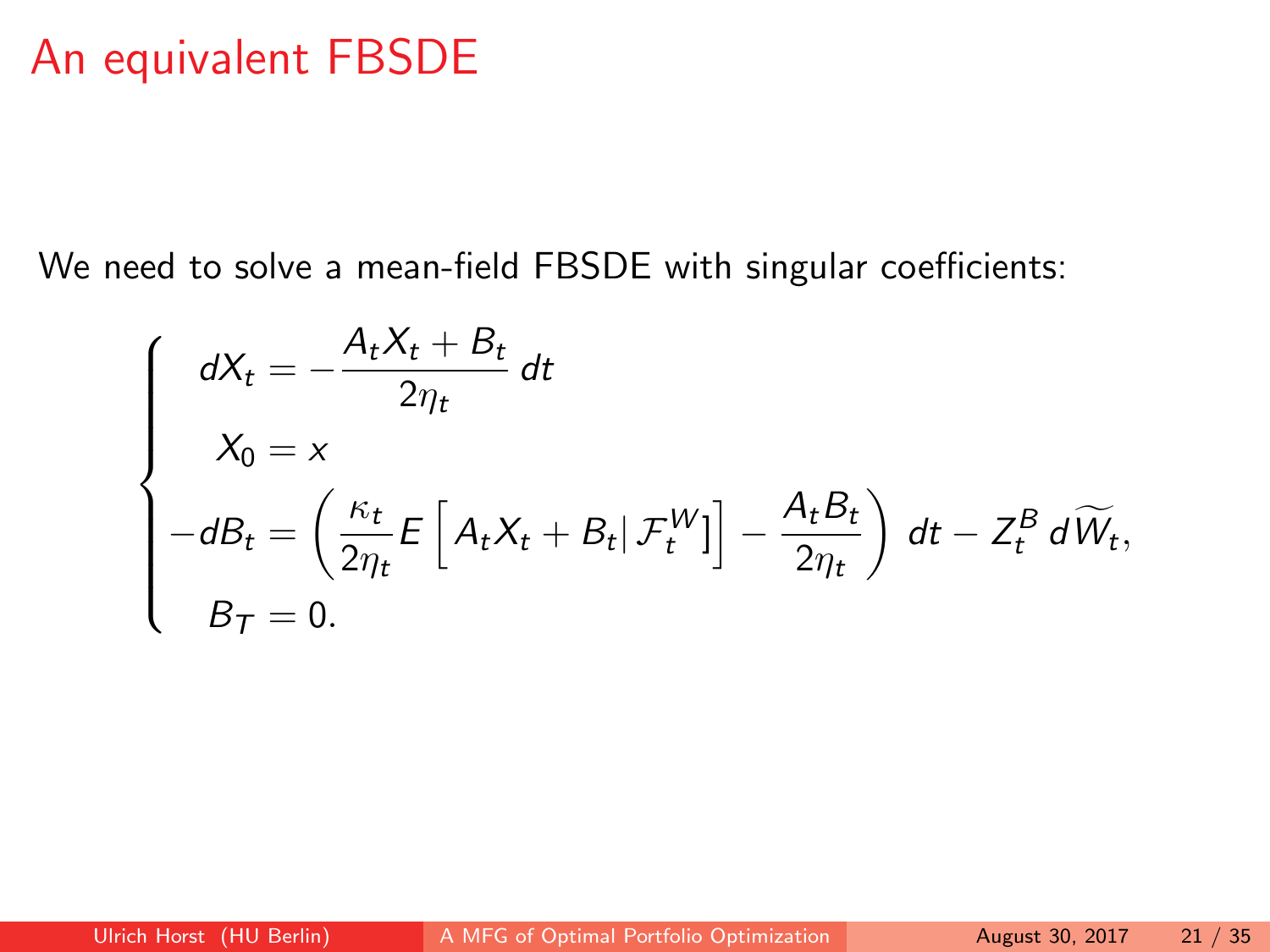# An equivalent FBSDE

We need to solve a mean-field FBSDE with singular coefficients:

$$
\begin{cases}
dX_t = -\dfrac{A_t X_t + B_t}{2\eta_t}\, dt \\
X_0 = x \\
-dB_t = \left( \frac{\kappa_t}{2\eta_t} E\left[ A_t X_t + B_t \middle| \mathcal{F}_t^W \right] - \dfrac{A_t B_t}{2\eta_t} \right) dt - Z_t^B \, d\widetilde{W}_t, \\
B_T = 0.
\end{cases}
$$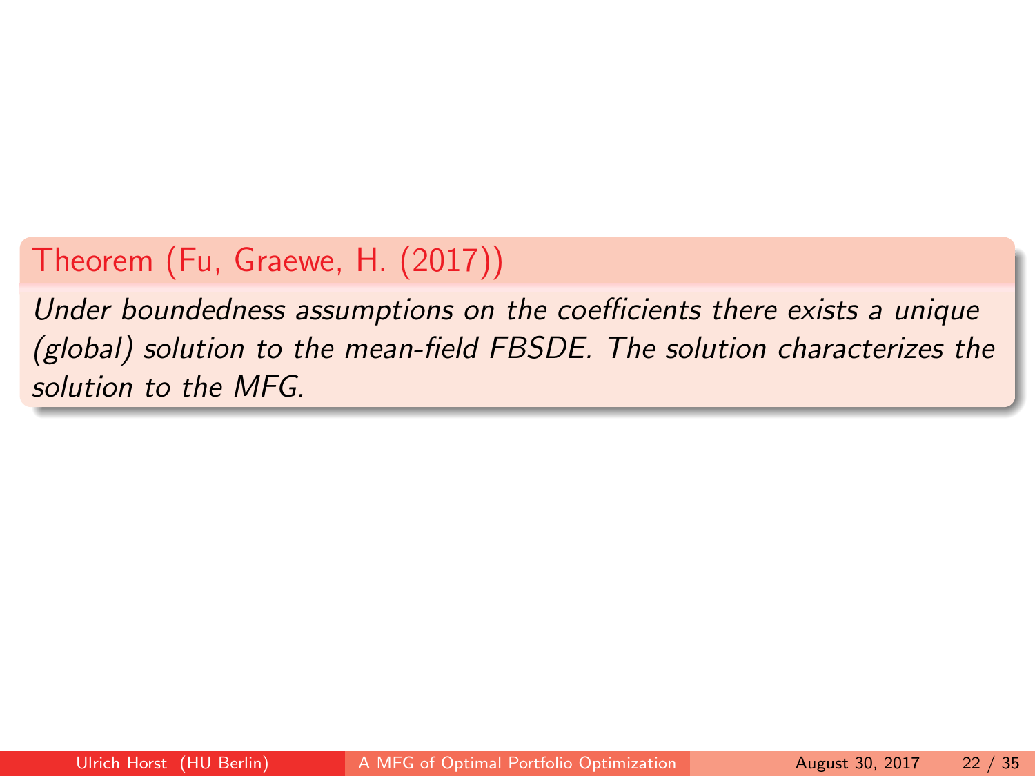**Theorem (Fu, Graewe, H. (2017))**

*Under boundedness assumptions on the coefficients there exists a unique (global) solution to the mean-field FBSDE. The solution characterizes the solution to the MFG.*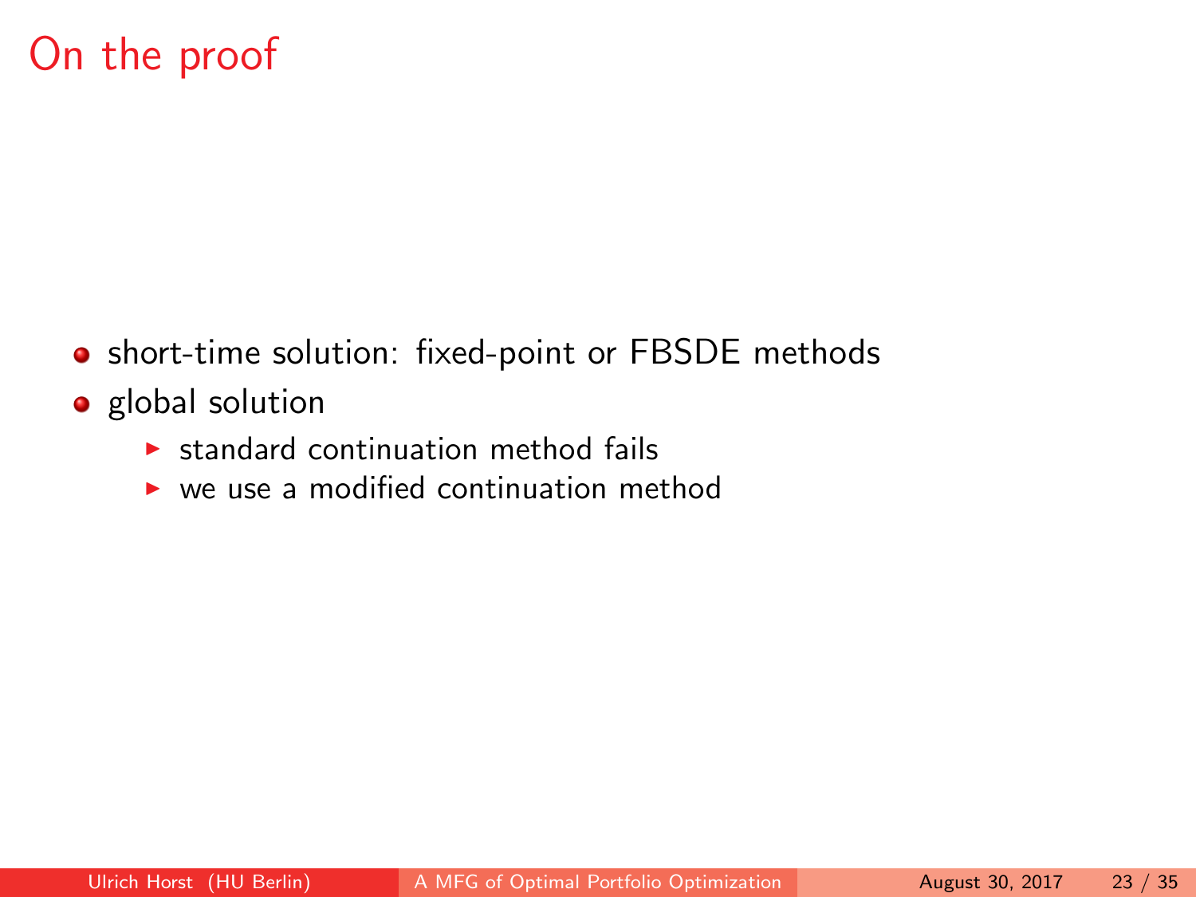# On the proof

- short-time solution: fixed-point or FBSDE methods
- global solution
  - standard continuation method fails
  - we use a modified continuation method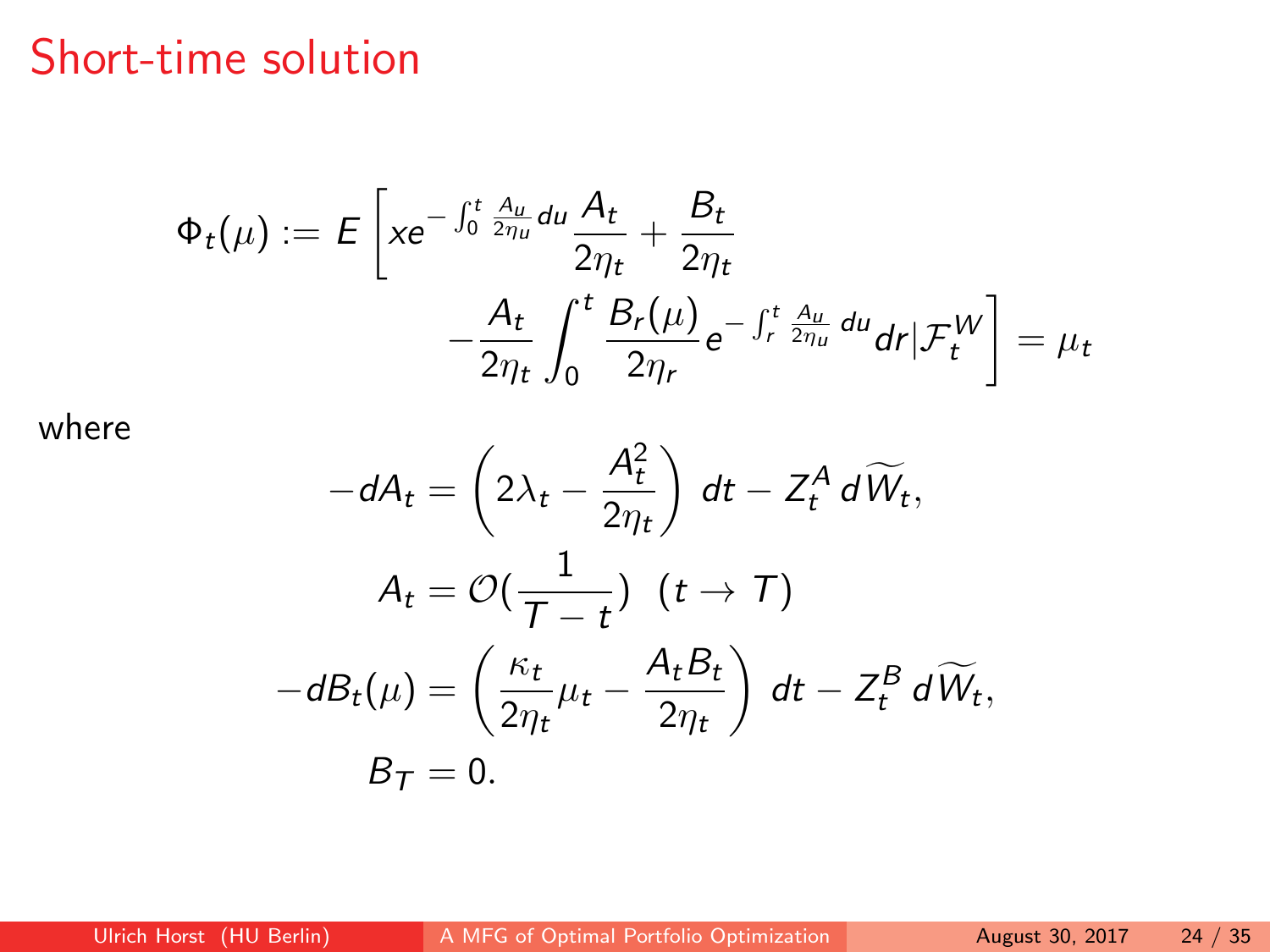# Short-time solution

$$\Phi_t(\mu) := E\left[ x e^{-\int_0^t \frac{A_u}{2\eta_u} du} \frac{A_t}{2\eta_t} + \frac{B_t}{2\eta_t} - \frac{A_t}{2\eta_t} \int_0^t \frac{B_r(\mu)}{2\eta_r} e^{-\int_r^t \frac{A_u}{2\eta_u} du} dr \Big| \mathcal{F}_t^W \right] = \mu_t$$

where

$$-dA_t = \left( 2\lambda_t - \frac{A_t^2}{2\eta_t} \right) dt - Z_t^A \, d\widetilde{W}_t,$$

$$A_t = \mathcal{O}(\frac{1}{T-t}) \ \ (t \to T)$$

$$-dB_t(\mu) = \left( \frac{\kappa_t}{2\eta_t} \mu_t - \frac{A_t B_t}{2\eta_t} \right) dt - Z_t^B \, d\widetilde{W}_t,$$

$$B_T = 0.$$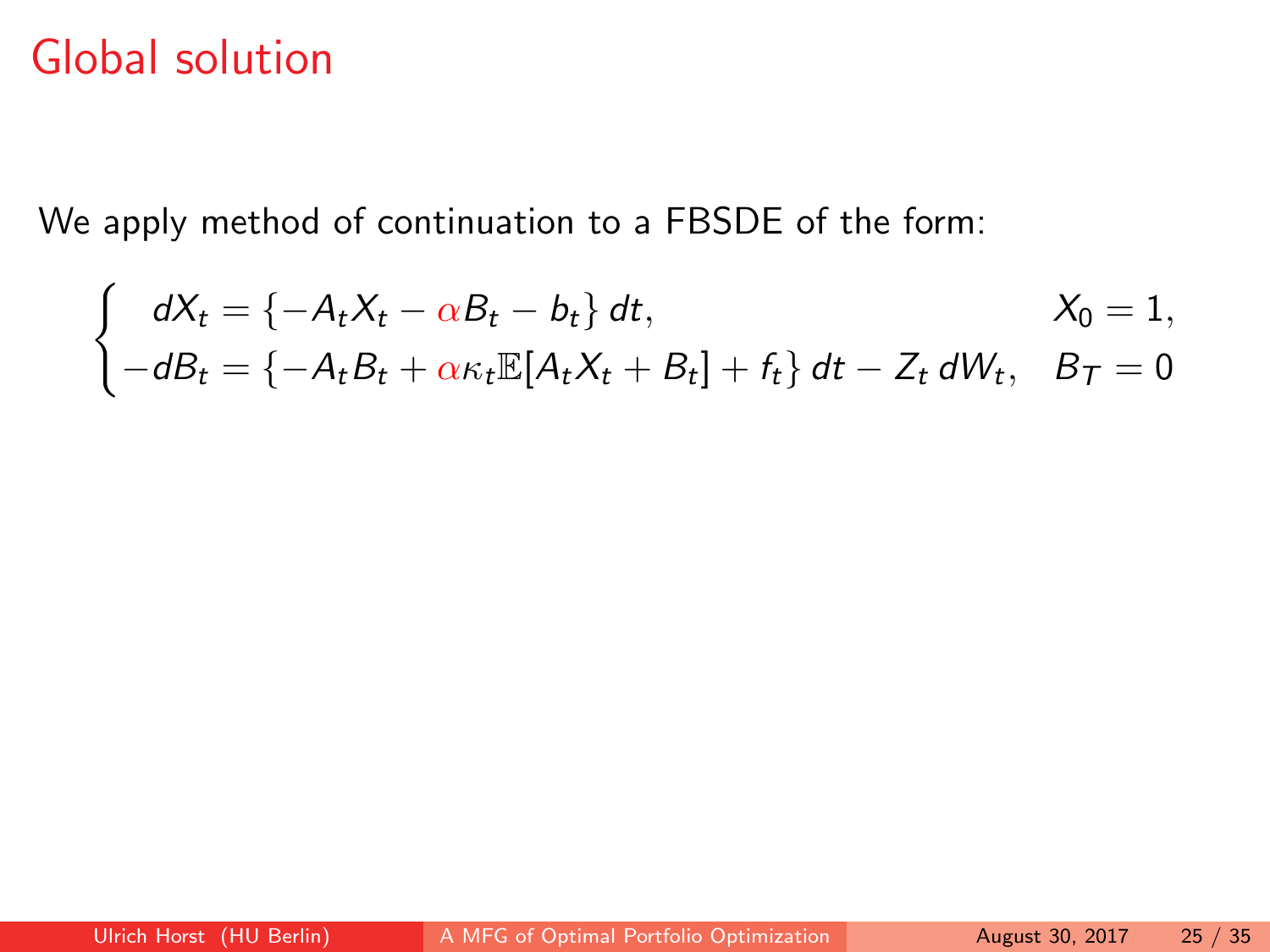# Global solution

We apply method of continuation to a FBSDE of the form:

$$
\begin{cases}
dX_t = \{-A_t X_t - \alpha B_t - b_t\}\,dt, & X_0 = 1, \\
-dB_t = \{-A_t B_t + \alpha \kappa_t \mathbb{E}[A_t X_t + B_t] + f_t\}\,dt - Z_t\,dW_t, & B_T = 0
\end{cases}
$$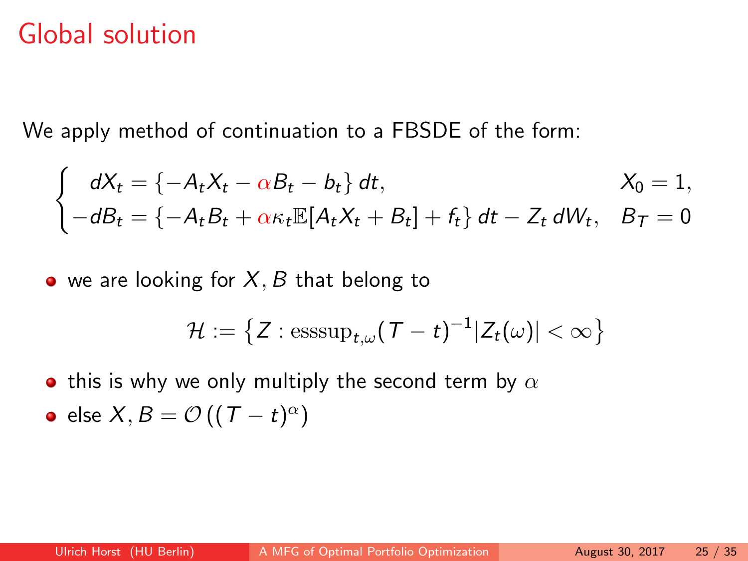# Global solution

We apply method of continuation to a FBSDE of the form:

$$
\begin{cases}
dX_t = \{-A_t X_t - \alpha B_t - b_t\}\, dt, & X_0 = 1, \\
-dB_t = \{-A_t B_t + \alpha \kappa_t \mathbb{E}[A_t X_t + B_t] + f_t\}\, dt - Z_t\, dW_t, & B_T = 0
\end{cases}
$$

- we are looking for $X, B$ that belong to

$$
\mathcal{H} := \left\{ Z : \operatorname{esssup}_{t,\omega} (T-t)^{-1} |Z_t(\omega)| < \infty \right\}
$$

- this is why we only multiply the second term by $\alpha$
- else $X, B = \mathcal{O}\left((T-t)^{\alpha}\right)$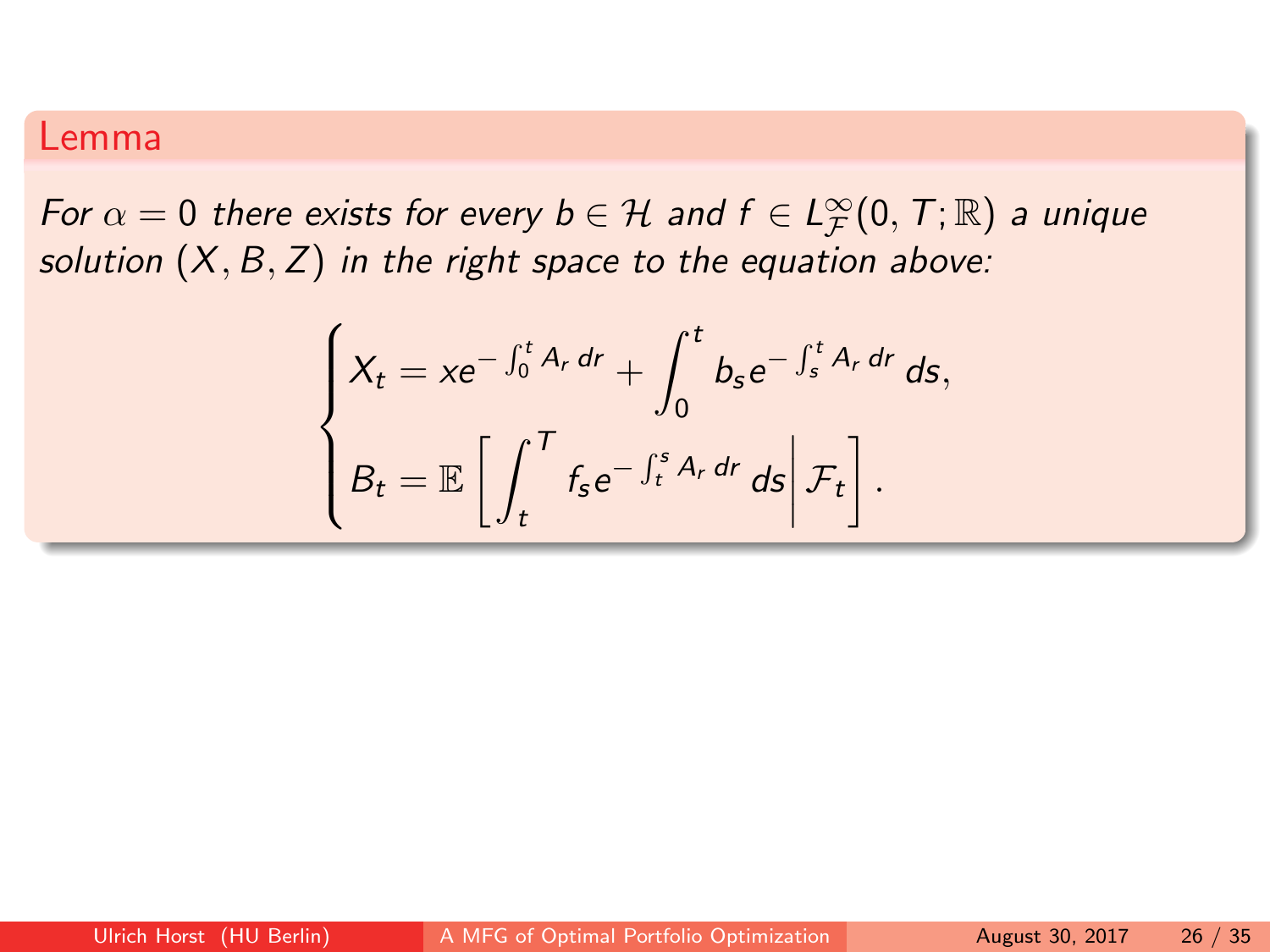**Lemma**

*For $\alpha = 0$ there exists for every $b \in \mathcal{H}$ and $f \in L^{\infty}_{\mathcal{F}}(0, T; \mathbb{R})$ a unique solution $(X, B, Z)$ in the right space to the equation above:*

$$
\begin{cases}
X_t = x e^{-\int_0^t A_r \, dr} + \displaystyle\int_0^t b_s e^{-\int_s^t A_r \, dr} \, ds, \\
B_t = \mathbb{E}\left[ \displaystyle\int_t^T f_s e^{-\int_t^s A_r \, dr} \, ds \middle| \mathcal{F}_t \right].
\end{cases}
$$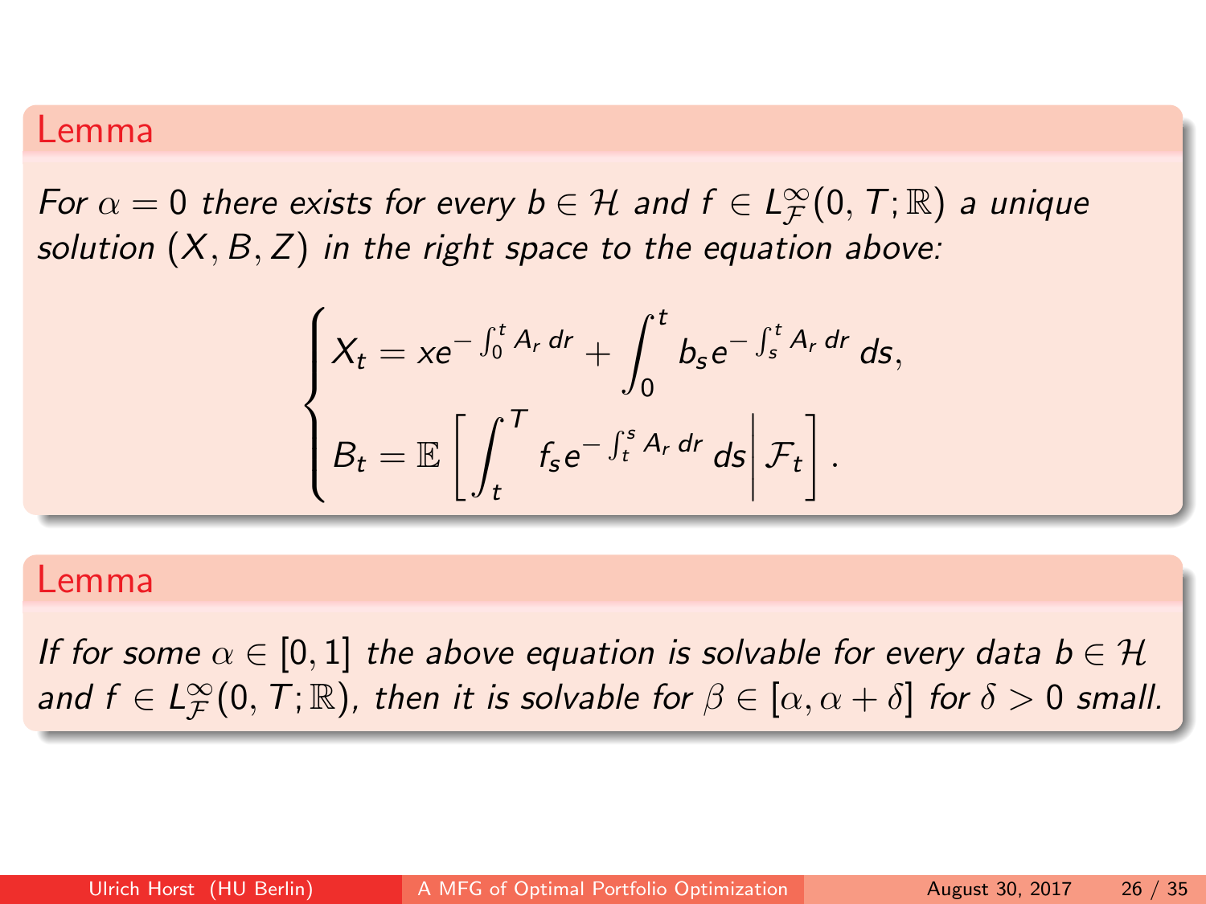### Lemma

*For $\alpha = 0$ there exists for every $b \in \mathcal{H}$ and $f \in L^{\infty}_{\mathcal{F}}(0, T; \mathbb{R})$ a unique solution $(X, B, Z)$ in the right space to the equation above:*

$$
\begin{cases}
X_t = x e^{-\int_0^t A_r \, dr} + \displaystyle\int_0^t b_s e^{-\int_s^t A_r \, dr} \, ds, \\
B_t = \mathbb{E}\left[ \displaystyle\int_t^T f_s e^{-\int_t^s A_r \, dr} \, ds \middle| \mathcal{F}_t \right].
\end{cases}
$$

### Lemma

*If for some $\alpha \in [0, 1]$ the above equation is solvable for every data $b \in \mathcal{H}$ and $f \in L^{\infty}_{\mathcal{F}}(0, T; \mathbb{R})$, then it is solvable for $\beta \in [\alpha, \alpha + \delta]$ for $\delta > 0$ small.*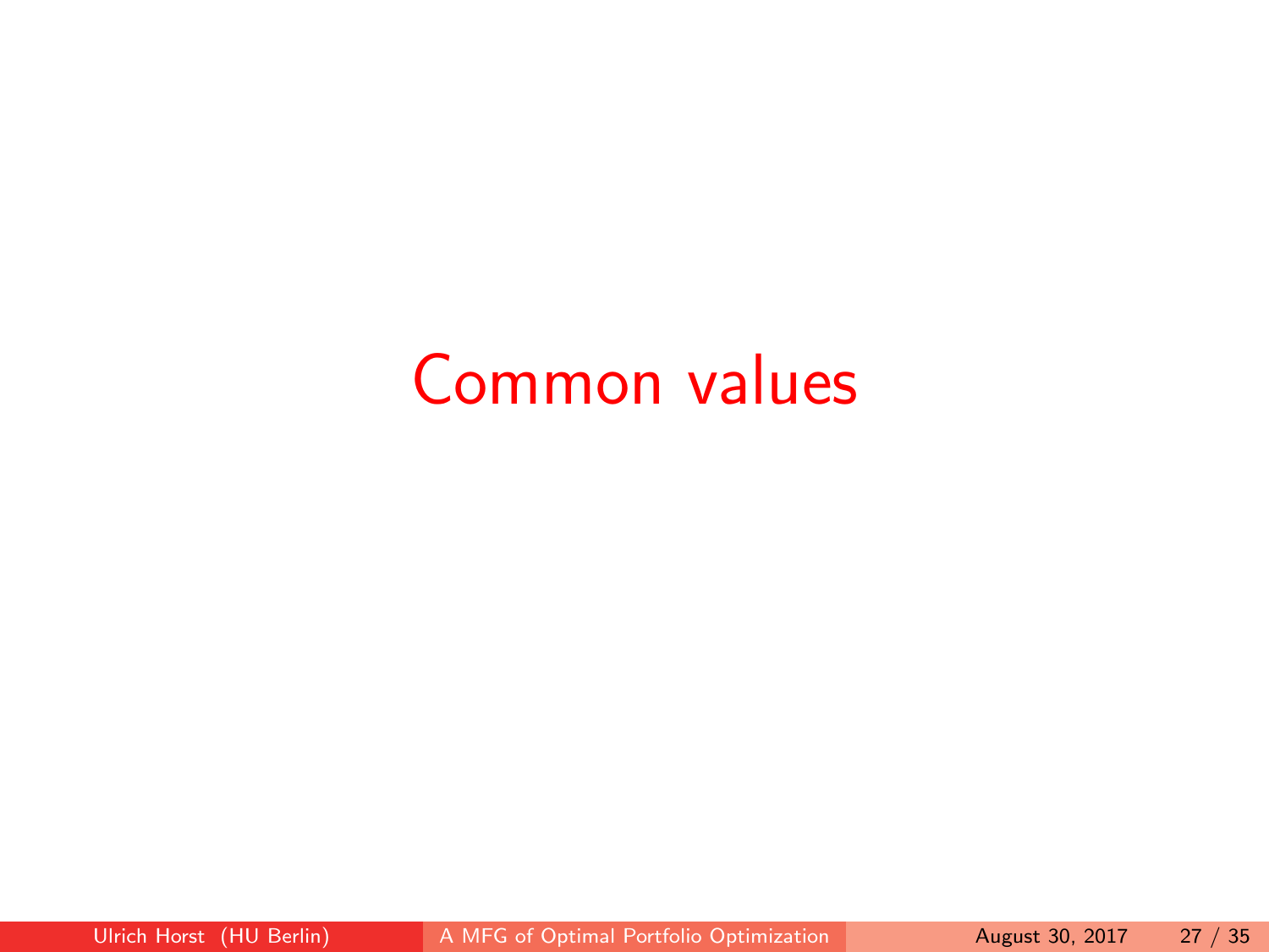# Common values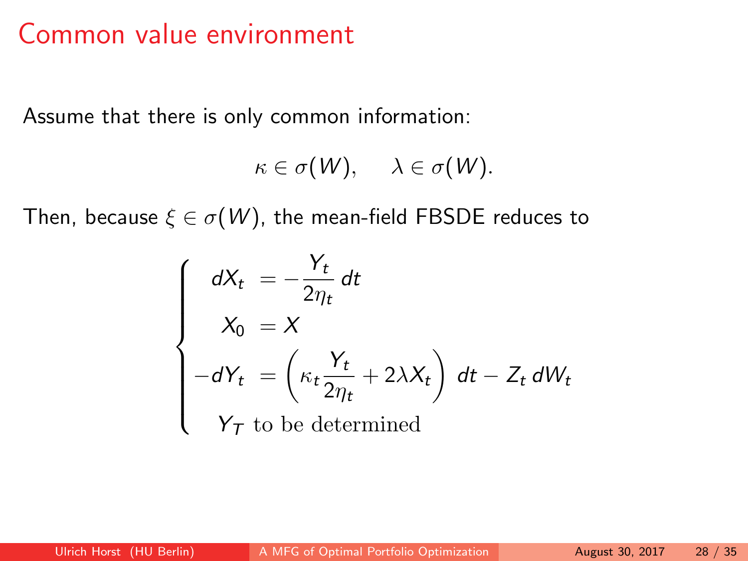# Common value environment

Assume that there is only common information:

$$\kappa \in \sigma(W), \qquad \lambda \in \sigma(W).$$

Then, because $\xi \in \sigma(W)$, the mean-field FBSDE reduces to

$$\begin{cases} dX_t &= -\dfrac{Y_t}{2\eta_t}\, dt \\ X_0 &= X \\ -dY_t &= \left( \kappa_t \dfrac{Y_t}{2\eta_t} + 2\lambda X_t \right) dt - Z_t \, dW_t \\ Y_T & \text{to be determined} \end{cases}$$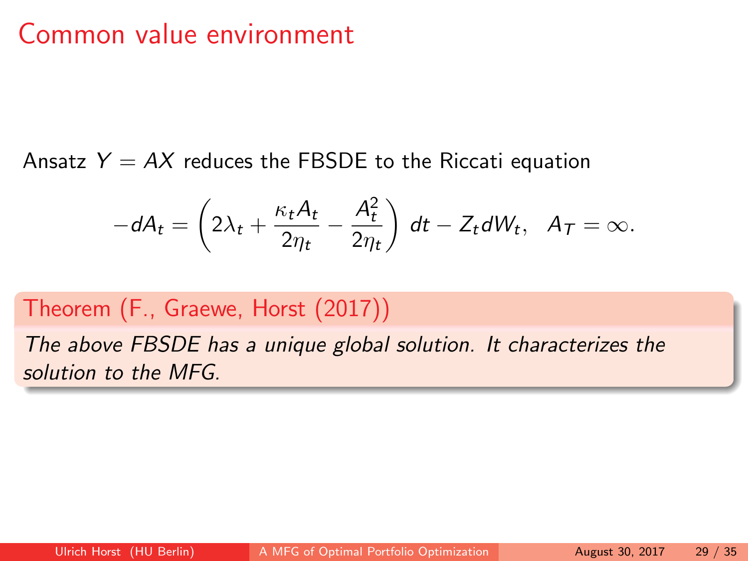# Common value environment

Ansatz $Y = AX$ reduces the FBSDE to the Riccati equation

$$-dA_t = \left(2\lambda_t + \frac{\kappa_t A_t}{2\eta_t} - \frac{A_t^2}{2\eta_t}\right) dt - Z_t dW_t, \quad A_T = \infty.$$

**Theorem (F., Graewe, Horst (2017))**

*The above FBSDE has a unique global solution. It characterizes the solution to the MFG.*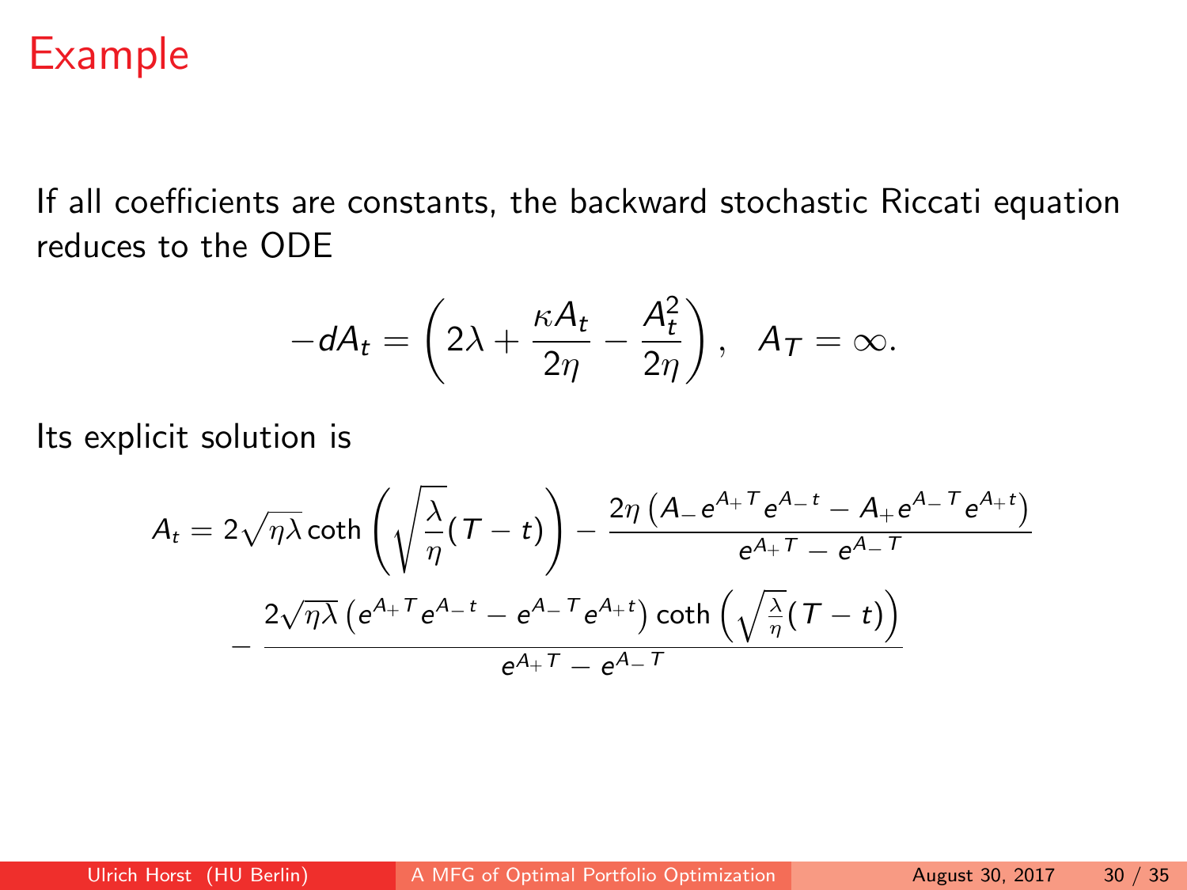# Example

If all coefficients are constants, the backward stochastic Riccati equation reduces to the ODE

$$-dA_t = \left(2\lambda + \frac{\kappa A_t}{2\eta} - \frac{A_t^2}{2\eta}\right), \quad A_T = \infty.$$

Its explicit solution is

$$A_t = 2\sqrt{\eta\lambda}\coth\left(\sqrt{\frac{\lambda}{\eta}}(T-t)\right) - \frac{2\eta\left(A_- e^{A_+ T} e^{A_- t} - A_+ e^{A_- T} e^{A_+ t}\right)}{e^{A_+ T} - e^{A_- T}}$$

$$- \frac{2\sqrt{\eta\lambda}\left(e^{A_+ T} e^{A_- t} - e^{A_- T} e^{A_+ t}\right)\coth\left(\sqrt{\frac{\lambda}{\eta}}(T-t)\right)}{e^{A_+ T} - e^{A_- T}}$$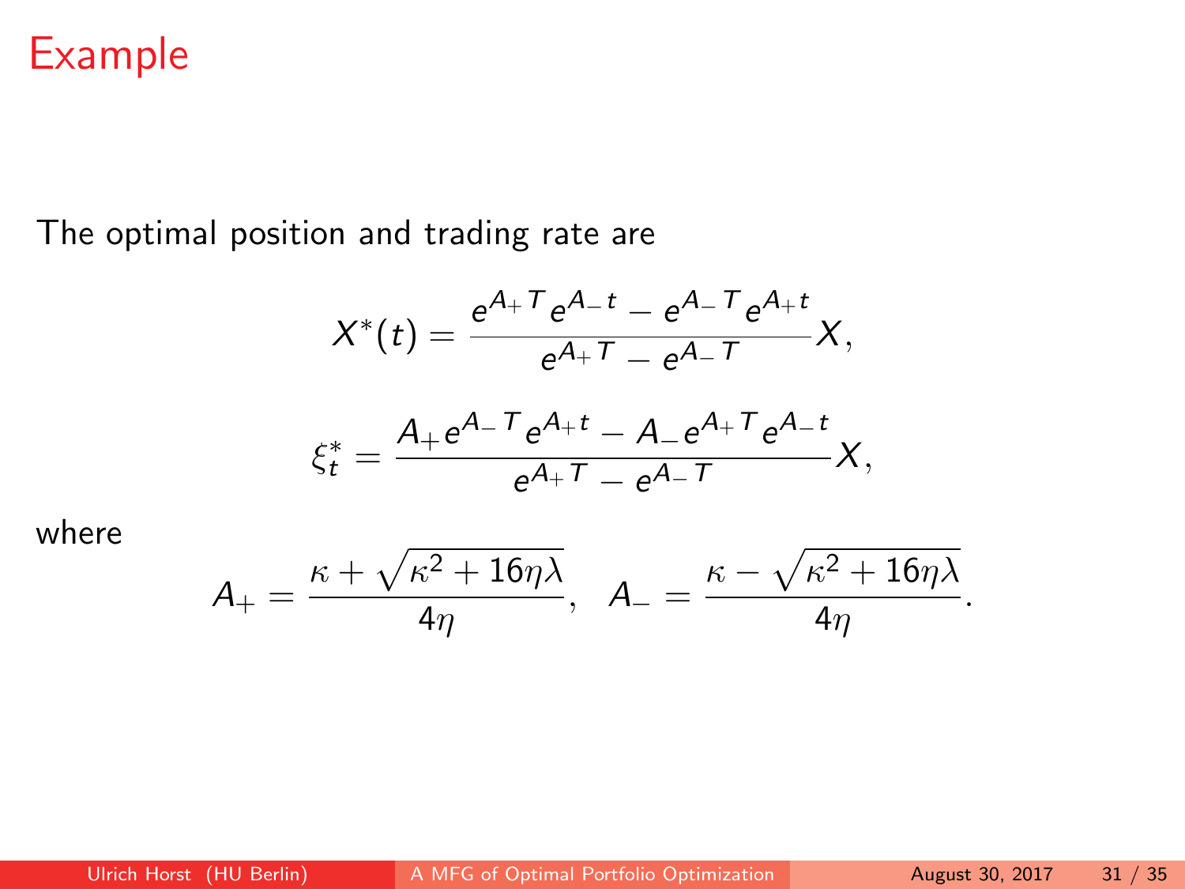# Example

The optimal position and trading rate are

$$X^*(t) = \frac{e^{A_+ T} e^{A_- t} - e^{A_- T} e^{A_+ t}}{e^{A_+ T} - e^{A_- T}} X,$$

$$\xi_t^* = \frac{A_+ e^{A_- T} e^{A_+ t} - A_- e^{A_+ T} e^{A_- t}}{e^{A_+ T} - e^{A_- T}} X,$$

where

$$A_+ = \frac{\kappa + \sqrt{\kappa^2 + 16\eta\lambda}}{4\eta}, \quad A_- = \frac{\kappa - \sqrt{\kappa^2 + 16\eta\lambda}}{4\eta}.$$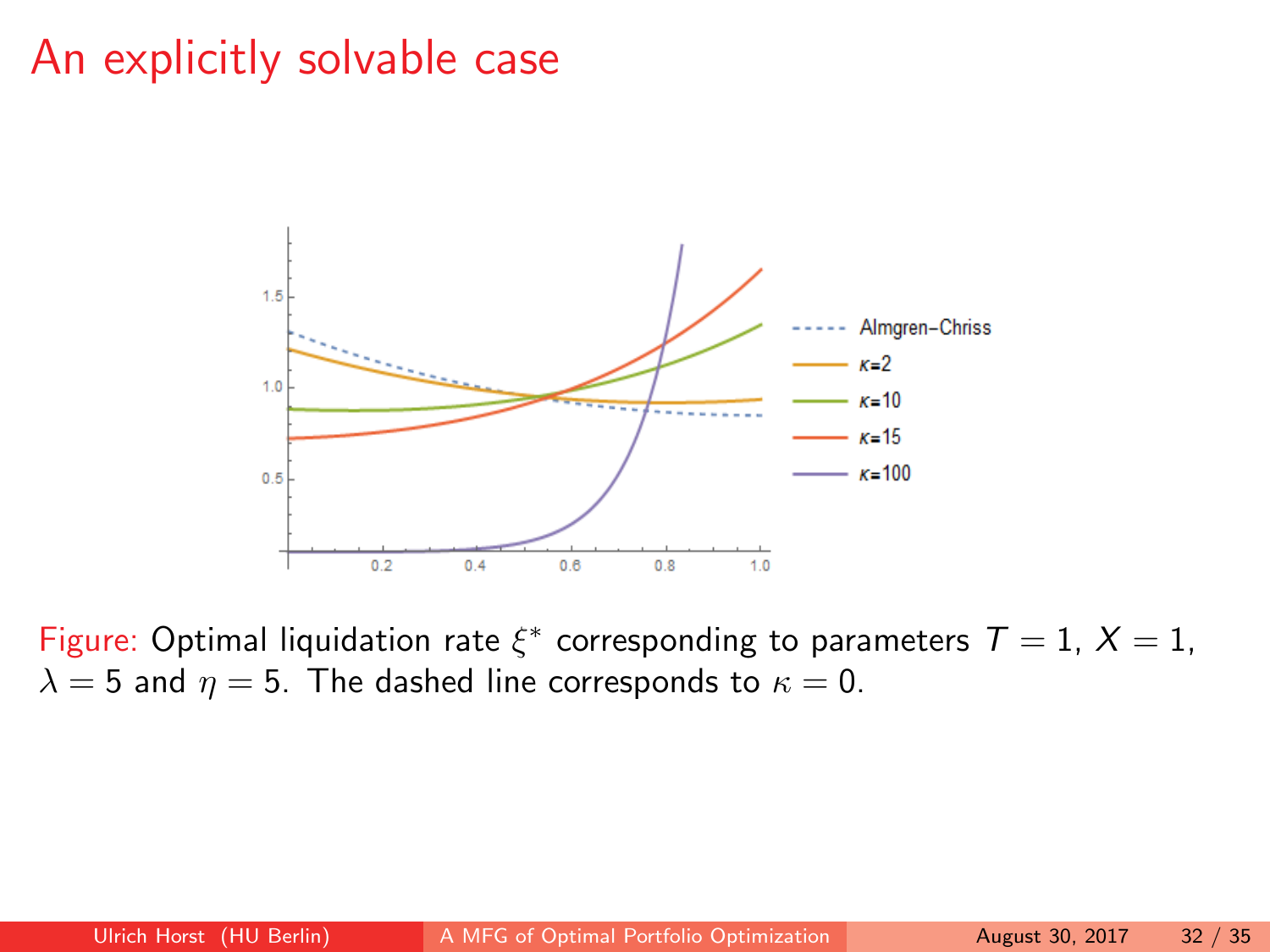# An explicitly solvable case

Figure: Optimal liquidation rate $\xi^*$ corresponding to parameters $T = 1$, $X = 1$, $\lambda = 5$ and $\eta = 5$. The dashed line corresponds to $\kappa = 0$.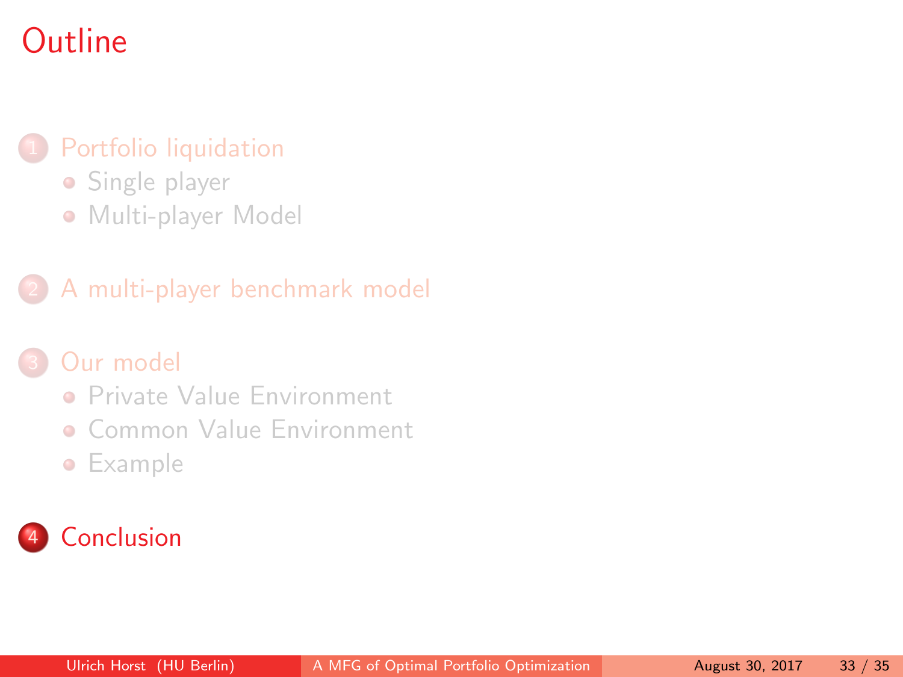# Outline

1. Portfolio liquidation
   - Single player
   - Multi-player Model
2. A multi-player benchmark model
3. Our model
   - Private Value Environment
   - Common Value Environment
   - Example
4. Conclusion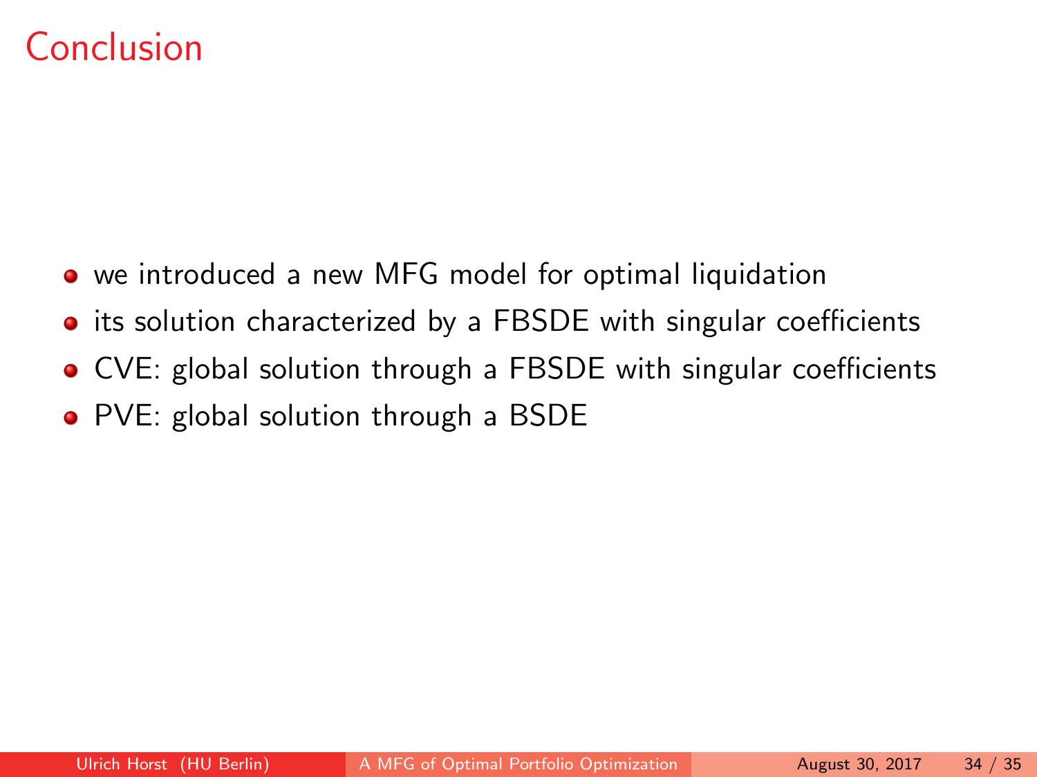# Conclusion

- we introduced a new MFG model for optimal liquidation
- its solution characterized by a FBSDE with singular coefficients
- CVE: global solution through a FBSDE with singular coefficients
- PVE: global solution through a BSDE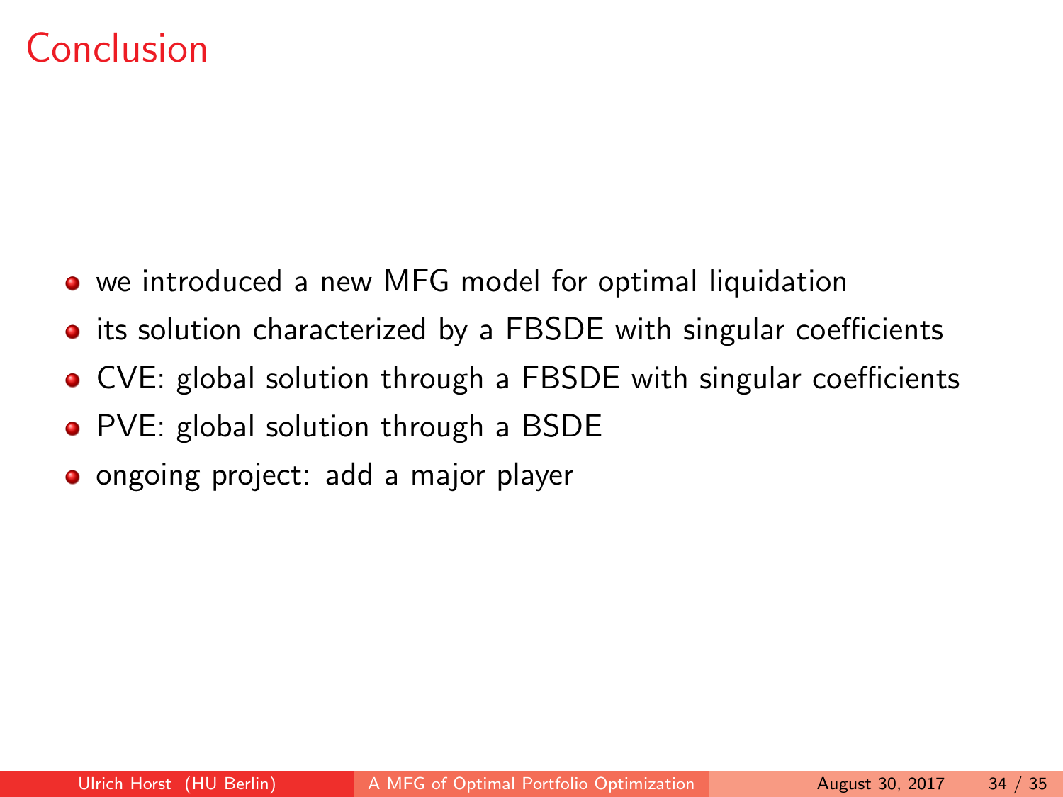# Conclusion

- we introduced a new MFG model for optimal liquidation
- its solution characterized by a FBSDE with singular coefficients
- CVE: global solution through a FBSDE with singular coefficients
- PVE: global solution through a BSDE
- ongoing project: add a major player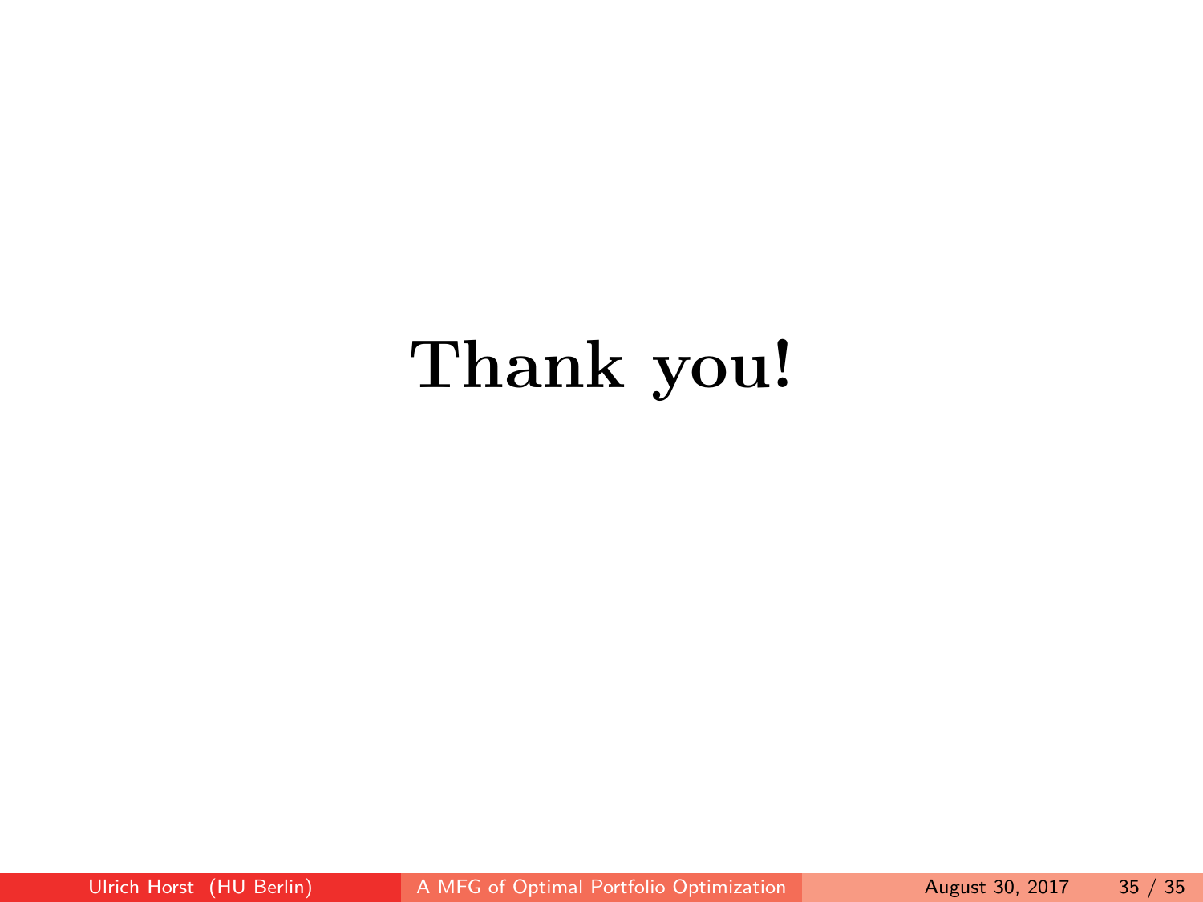# Thank you!